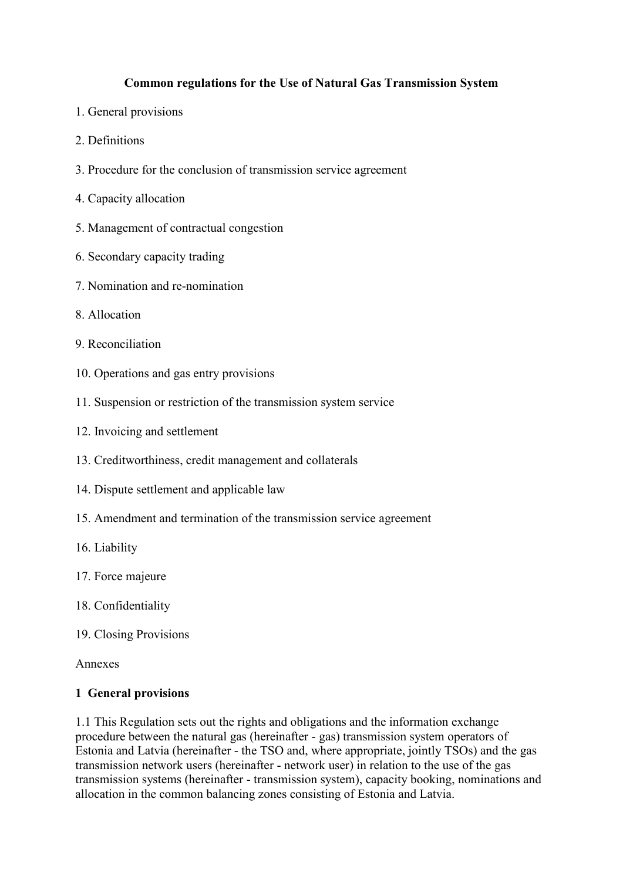# Common regulations for the Use of Natural Gas Transmission System

1. General provisions
2. Definitions
3. Procedure for the conclusion of transmission service agreement
4. Capacity allocation
5. Management of contractual congestion
6. Secondary capacity trading
7. Nomination and re-nomination
8. Allocation
9. Reconciliation
10. Operations and gas entry provisions
11. Suspension or restriction of the transmission system service
12. Invoicing and settlement
13. Creditworthiness, credit management and collaterals
14. Dispute settlement and applicable law
15. Amendment and termination of the transmission service agreement
16. Liability
17. Force majeure
18. Confidentiality
19. Closing Provisions

Annexes

## 1 General provisions

1.1 This Regulation sets out the rights and obligations and the information exchange procedure between the natural gas (hereinafter - gas) transmission system operators of Estonia and Latvia (hereinafter - the TSO and, where appropriate, jointly TSOs) and the gas transmission network users (hereinafter - network user) in relation to the use of the gas transmission systems (hereinafter - transmission system), capacity booking, nominations and allocation in the common balancing zones consisting of Estonia and Latvia.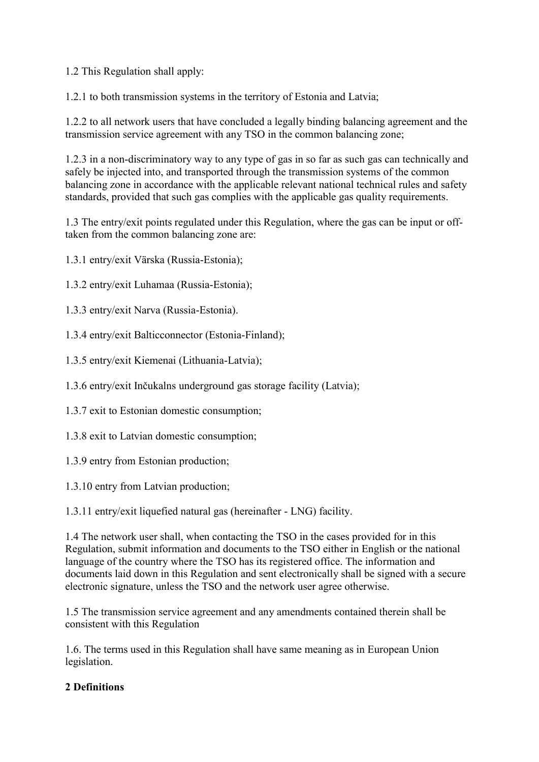1.2 This Regulation shall apply:

1.2.1 to both transmission systems in the territory of Estonia and Latvia;

1.2.2 to all network users that have concluded a legally binding balancing agreement and the transmission service agreement with any TSO in the common balancing zone;

1.2.3 in a non-discriminatory way to any type of gas in so far as such gas can technically and safely be injected into, and transported through the transmission systems of the common balancing zone in accordance with the applicable relevant national technical rules and safety standards, provided that such gas complies with the applicable gas quality requirements.

1.3 The entry/exit points regulated under this Regulation, where the gas can be input or off-taken from the common balancing zone are:

1.3.1 entry/exit Värska (Russia-Estonia);

1.3.2 entry/exit Luhamaa (Russia-Estonia);

1.3.3 entry/exit Narva (Russia-Estonia).

1.3.4 entry/exit Balticconnector (Estonia-Finland);

1.3.5 entry/exit Kiemenai (Lithuania-Latvia);

1.3.6 entry/exit Inčukalns underground gas storage facility (Latvia);

1.3.7 exit to Estonian domestic consumption;

1.3.8 exit to Latvian domestic consumption;

1.3.9 entry from Estonian production;

1.3.10 entry from Latvian production;

1.3.11 entry/exit liquefied natural gas (hereinafter - LNG) facility.

1.4 The network user shall, when contacting the TSO in the cases provided for in this Regulation, submit information and documents to the TSO either in English or the national language of the country where the TSO has its registered office. The information and documents laid down in this Regulation and sent electronically shall be signed with a secure electronic signature, unless the TSO and the network user agree otherwise.

1.5 The transmission service agreement and any amendments contained therein shall be consistent with this Regulation

1.6. The terms used in this Regulation shall have same meaning as in European Union legislation.

## 2 Definitions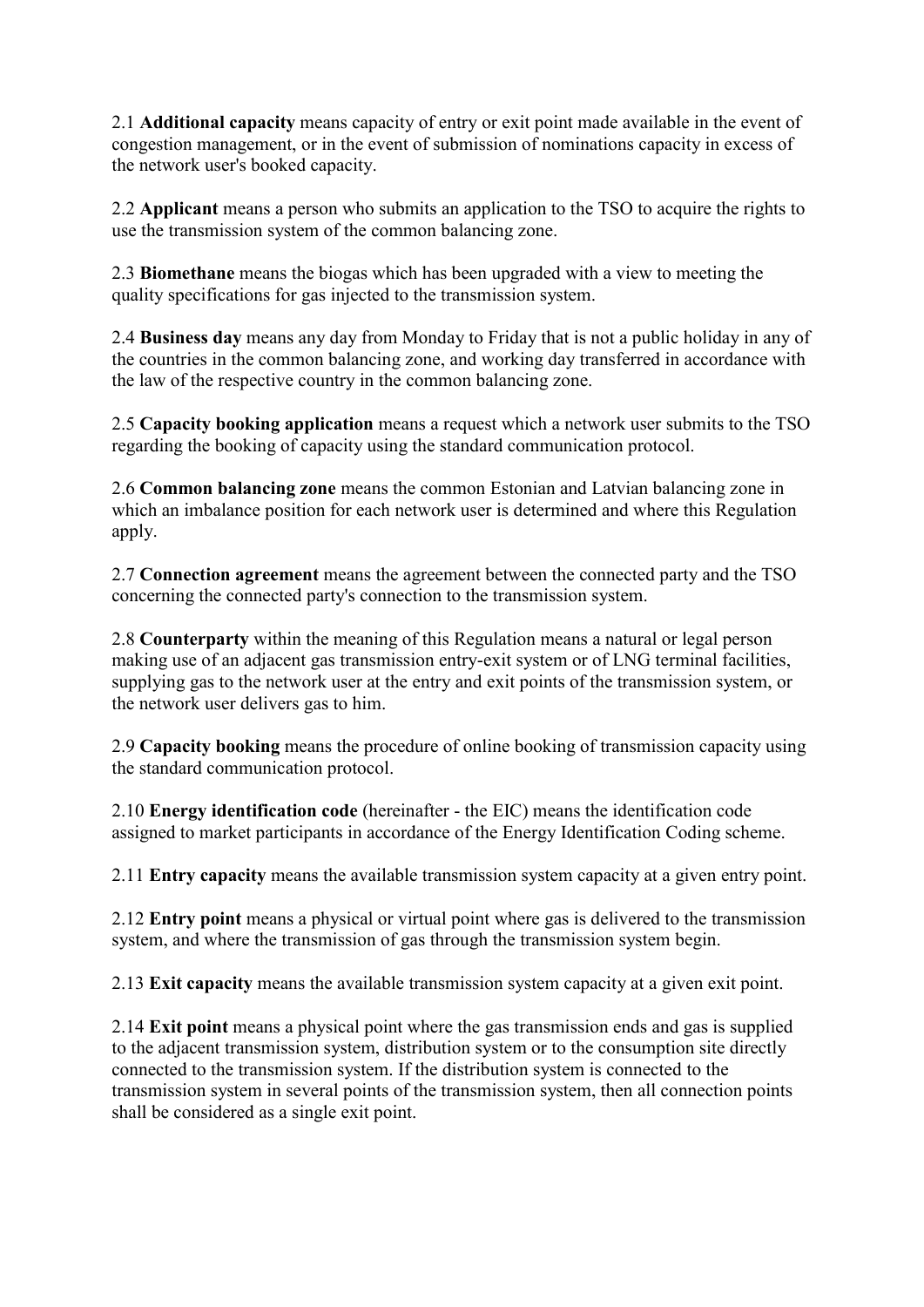2.1 **Additional capacity** means capacity of entry or exit point made available in the event of congestion management, or in the event of submission of nominations capacity in excess of the network user's booked capacity.

2.2 **Applicant** means a person who submits an application to the TSO to acquire the rights to use the transmission system of the common balancing zone.

2.3 **Biomethane** means the biogas which has been upgraded with a view to meeting the quality specifications for gas injected to the transmission system.

2.4 **Business day** means any day from Monday to Friday that is not a public holiday in any of the countries in the common balancing zone, and working day transferred in accordance with the law of the respective country in the common balancing zone.

2.5 **Capacity booking application** means a request which a network user submits to the TSO regarding the booking of capacity using the standard communication protocol.

2.6 **Common balancing zone** means the common Estonian and Latvian balancing zone in which an imbalance position for each network user is determined and where this Regulation apply.

2.7 **Connection agreement** means the agreement between the connected party and the TSO concerning the connected party's connection to the transmission system.

2.8 **Counterparty** within the meaning of this Regulation means a natural or legal person making use of an adjacent gas transmission entry-exit system or of LNG terminal facilities, supplying gas to the network user at the entry and exit points of the transmission system, or the network user delivers gas to him.

2.9 **Capacity booking** means the procedure of online booking of transmission capacity using the standard communication protocol.

2.10 **Energy identification code** (hereinafter - the EIC) means the identification code assigned to market participants in accordance of the Energy Identification Coding scheme.

2.11 **Entry capacity** means the available transmission system capacity at a given entry point.

2.12 **Entry point** means a physical or virtual point where gas is delivered to the transmission system, and where the transmission of gas through the transmission system begin.

2.13 **Exit capacity** means the available transmission system capacity at a given exit point.

2.14 **Exit point** means a physical point where the gas transmission ends and gas is supplied to the adjacent transmission system, distribution system or to the consumption site directly connected to the transmission system. If the distribution system is connected to the transmission system in several points of the transmission system, then all connection points shall be considered as a single exit point.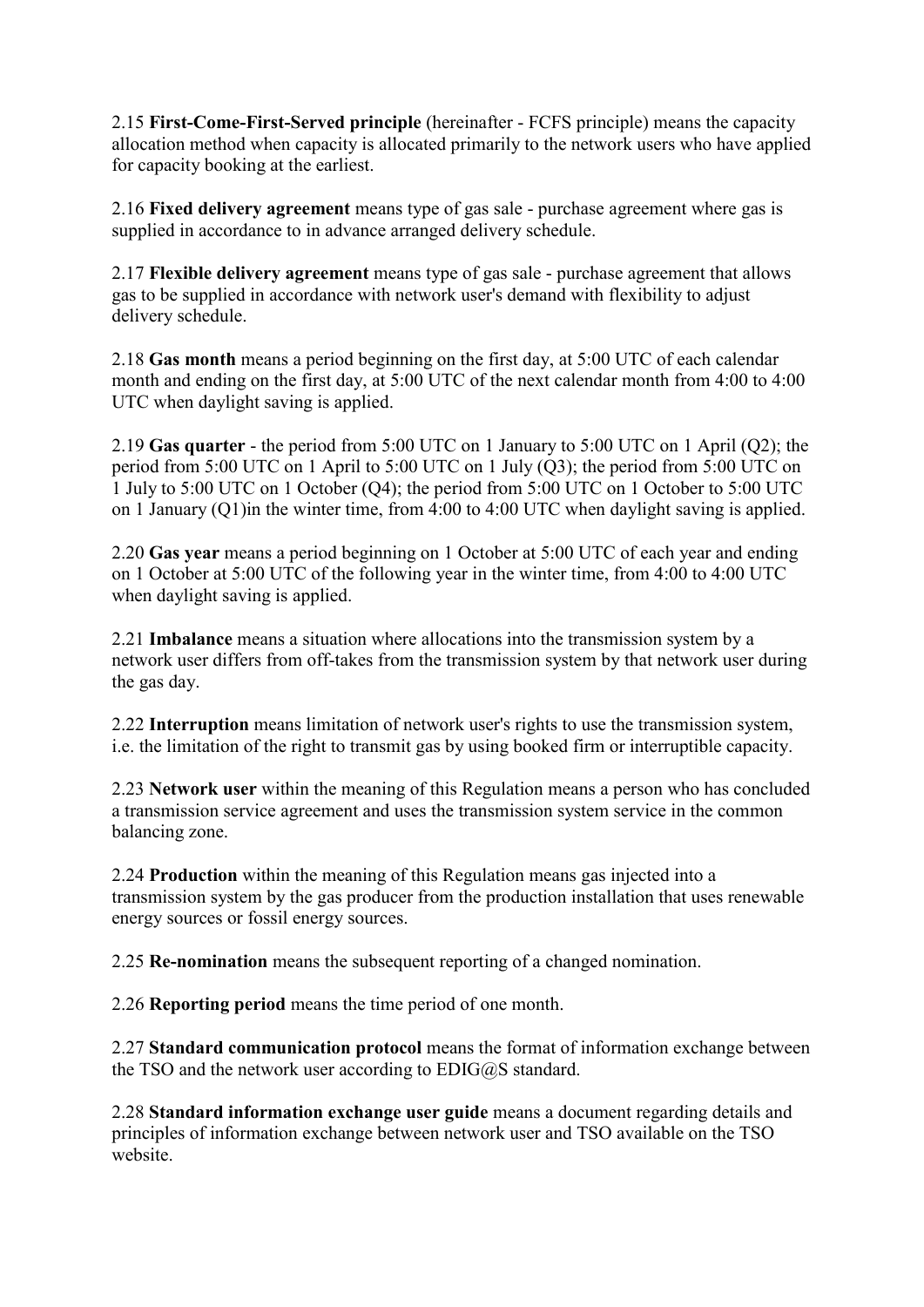2.15 **First-Come-First-Served principle** (hereinafter - FCFS principle) means the capacity allocation method when capacity is allocated primarily to the network users who have applied for capacity booking at the earliest.

2.16 **Fixed delivery agreement** means type of gas sale - purchase agreement where gas is supplied in accordance to in advance arranged delivery schedule.

2.17 **Flexible delivery agreement** means type of gas sale - purchase agreement that allows gas to be supplied in accordance with network user's demand with flexibility to adjust delivery schedule.

2.18 **Gas month** means a period beginning on the first day, at 5:00 UTC of each calendar month and ending on the first day, at 5:00 UTC of the next calendar month from 4:00 to 4:00 UTC when daylight saving is applied.

2.19 **Gas quarter** - the period from 5:00 UTC on 1 January to 5:00 UTC on 1 April (Q2); the period from 5:00 UTC on 1 April to 5:00 UTC on 1 July (Q3); the period from 5:00 UTC on 1 July to 5:00 UTC on 1 October (Q4); the period from 5:00 UTC on 1 October to 5:00 UTC on 1 January (Q1)in the winter time, from 4:00 to 4:00 UTC when daylight saving is applied.

2.20 **Gas year** means a period beginning on 1 October at 5:00 UTC of each year and ending on 1 October at 5:00 UTC of the following year in the winter time, from 4:00 to 4:00 UTC when daylight saving is applied.

2.21 **Imbalance** means a situation where allocations into the transmission system by a network user differs from off-takes from the transmission system by that network user during the gas day.

2.22 **Interruption** means limitation of network user's rights to use the transmission system, i.e. the limitation of the right to transmit gas by using booked firm or interruptible capacity.

2.23 **Network user** within the meaning of this Regulation means a person who has concluded a transmission service agreement and uses the transmission system service in the common balancing zone.

2.24 **Production** within the meaning of this Regulation means gas injected into a transmission system by the gas producer from the production installation that uses renewable energy sources or fossil energy sources.

2.25 **Re-nomination** means the subsequent reporting of a changed nomination.

2.26 **Reporting period** means the time period of one month.

2.27 **Standard communication protocol** means the format of information exchange between the TSO and the network user according to EDIG@S standard.

2.28 **Standard information exchange user guide** means a document regarding details and principles of information exchange between network user and TSO available on the TSO website.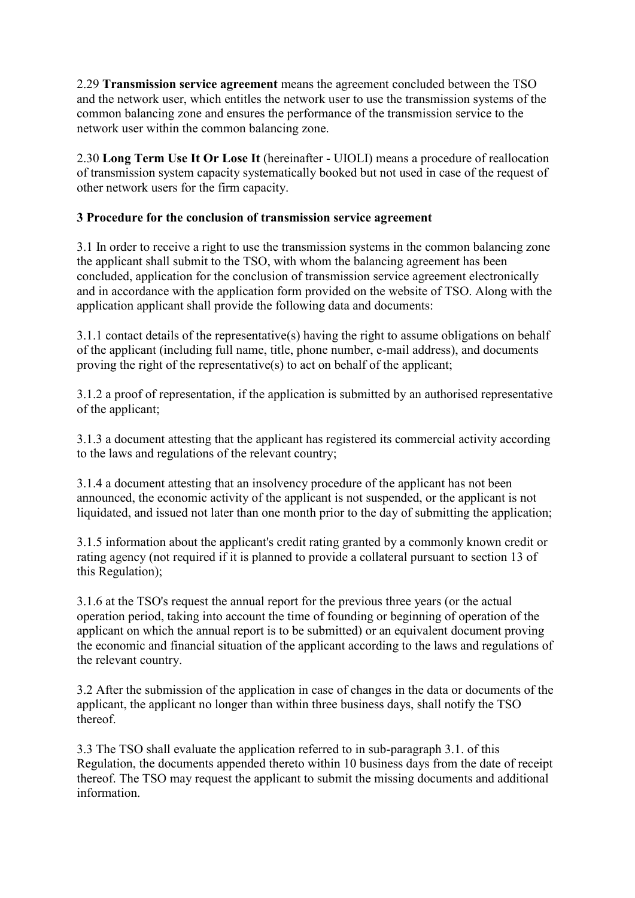2.29 **Transmission service agreement** means the agreement concluded between the TSO and the network user, which entitles the network user to use the transmission systems of the common balancing zone and ensures the performance of the transmission service to the network user within the common balancing zone.

2.30 **Long Term Use It Or Lose It** (hereinafter - UIOLI) means a procedure of reallocation of transmission system capacity systematically booked but not used in case of the request of other network users for the firm capacity.

## 3 Procedure for the conclusion of transmission service agreement

3.1 In order to receive a right to use the transmission systems in the common balancing zone the applicant shall submit to the TSO, with whom the balancing agreement has been concluded, application for the conclusion of transmission service agreement electronically and in accordance with the application form provided on the website of TSO. Along with the application applicant shall provide the following data and documents:

3.1.1 contact details of the representative(s) having the right to assume obligations on behalf of the applicant (including full name, title, phone number, e-mail address), and documents proving the right of the representative(s) to act on behalf of the applicant;

3.1.2 a proof of representation, if the application is submitted by an authorised representative of the applicant;

3.1.3 a document attesting that the applicant has registered its commercial activity according to the laws and regulations of the relevant country;

3.1.4 a document attesting that an insolvency procedure of the applicant has not been announced, the economic activity of the applicant is not suspended, or the applicant is not liquidated, and issued not later than one month prior to the day of submitting the application;

3.1.5 information about the applicant's credit rating granted by a commonly known credit or rating agency (not required if it is planned to provide a collateral pursuant to section 13 of this Regulation);

3.1.6 at the TSO's request the annual report for the previous three years (or the actual operation period, taking into account the time of founding or beginning of operation of the applicant on which the annual report is to be submitted) or an equivalent document proving the economic and financial situation of the applicant according to the laws and regulations of the relevant country.

3.2 After the submission of the application in case of changes in the data or documents of the applicant, the applicant no longer than within three business days, shall notify the TSO thereof.

3.3 The TSO shall evaluate the application referred to in sub-paragraph 3.1. of this Regulation, the documents appended thereto within 10 business days from the date of receipt thereof. The TSO may request the applicant to submit the missing documents and additional information.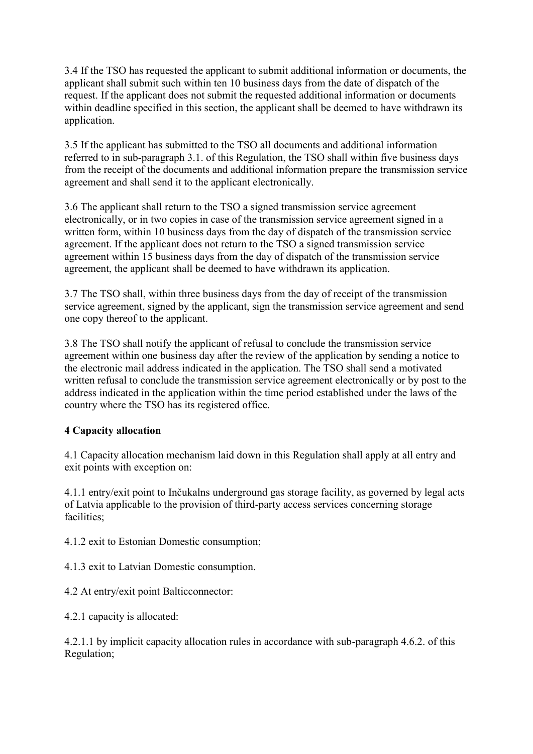3.4 If the TSO has requested the applicant to submit additional information or documents, the applicant shall submit such within ten 10 business days from the date of dispatch of the request. If the applicant does not submit the requested additional information or documents within deadline specified in this section, the applicant shall be deemed to have withdrawn its application.

3.5 If the applicant has submitted to the TSO all documents and additional information referred to in sub-paragraph 3.1. of this Regulation, the TSO shall within five business days from the receipt of the documents and additional information prepare the transmission service agreement and shall send it to the applicant electronically.

3.6 The applicant shall return to the TSO a signed transmission service agreement electronically, or in two copies in case of the transmission service agreement signed in a written form, within 10 business days from the day of dispatch of the transmission service agreement. If the applicant does not return to the TSO a signed transmission service agreement within 15 business days from the day of dispatch of the transmission service agreement, the applicant shall be deemed to have withdrawn its application.

3.7 The TSO shall, within three business days from the day of receipt of the transmission service agreement, signed by the applicant, sign the transmission service agreement and send one copy thereof to the applicant.

3.8 The TSO shall notify the applicant of refusal to conclude the transmission service agreement within one business day after the review of the application by sending a notice to the electronic mail address indicated in the application. The TSO shall send a motivated written refusal to conclude the transmission service agreement electronically or by post to the address indicated in the application within the time period established under the laws of the country where the TSO has its registered office.

**4 Capacity allocation**

4.1 Capacity allocation mechanism laid down in this Regulation shall apply at all entry and exit points with exception on:

4.1.1 entry/exit point to Inčukalns underground gas storage facility, as governed by legal acts of Latvia applicable to the provision of third-party access services concerning storage facilities;

4.1.2 exit to Estonian Domestic consumption;

4.1.3 exit to Latvian Domestic consumption.

4.2 At entry/exit point Balticconnector:

4.2.1 capacity is allocated:

4.2.1.1 by implicit capacity allocation rules in accordance with sub-paragraph 4.6.2. of this Regulation;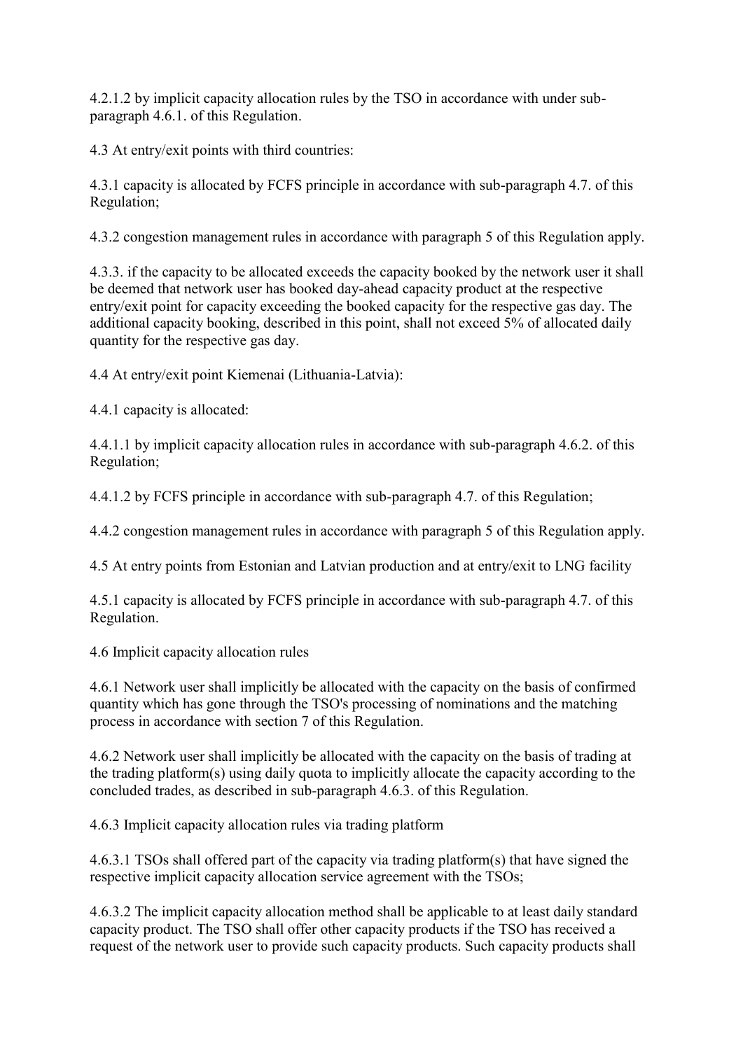4.2.1.2 by implicit capacity allocation rules by the TSO in accordance with under sub-paragraph 4.6.1. of this Regulation.

4.3 At entry/exit points with third countries:

4.3.1 capacity is allocated by FCFS principle in accordance with sub-paragraph 4.7. of this Regulation;

4.3.2 congestion management rules in accordance with paragraph 5 of this Regulation apply.

4.3.3. if the capacity to be allocated exceeds the capacity booked by the network user it shall be deemed that network user has booked day-ahead capacity product at the respective entry/exit point for capacity exceeding the booked capacity for the respective gas day. The additional capacity booking, described in this point, shall not exceed 5% of allocated daily quantity for the respective gas day.

4.4 At entry/exit point Kiemenai (Lithuania-Latvia):

4.4.1 capacity is allocated:

4.4.1.1 by implicit capacity allocation rules in accordance with sub-paragraph 4.6.2. of this Regulation;

4.4.1.2 by FCFS principle in accordance with sub-paragraph 4.7. of this Regulation;

4.4.2 congestion management rules in accordance with paragraph 5 of this Regulation apply.

4.5 At entry points from Estonian and Latvian production and at entry/exit to LNG facility

4.5.1 capacity is allocated by FCFS principle in accordance with sub-paragraph 4.7. of this Regulation.

4.6 Implicit capacity allocation rules

4.6.1 Network user shall implicitly be allocated with the capacity on the basis of confirmed quantity which has gone through the TSO's processing of nominations and the matching process in accordance with section 7 of this Regulation.

4.6.2 Network user shall implicitly be allocated with the capacity on the basis of trading at the trading platform(s) using daily quota to implicitly allocate the capacity according to the concluded trades, as described in sub-paragraph 4.6.3. of this Regulation.

4.6.3 Implicit capacity allocation rules via trading platform

4.6.3.1 TSOs shall offered part of the capacity via trading platform(s) that have signed the respective implicit capacity allocation service agreement with the TSOs;

4.6.3.2 The implicit capacity allocation method shall be applicable to at least daily standard capacity product. The TSO shall offer other capacity products if the TSO has received a request of the network user to provide such capacity products. Such capacity products shall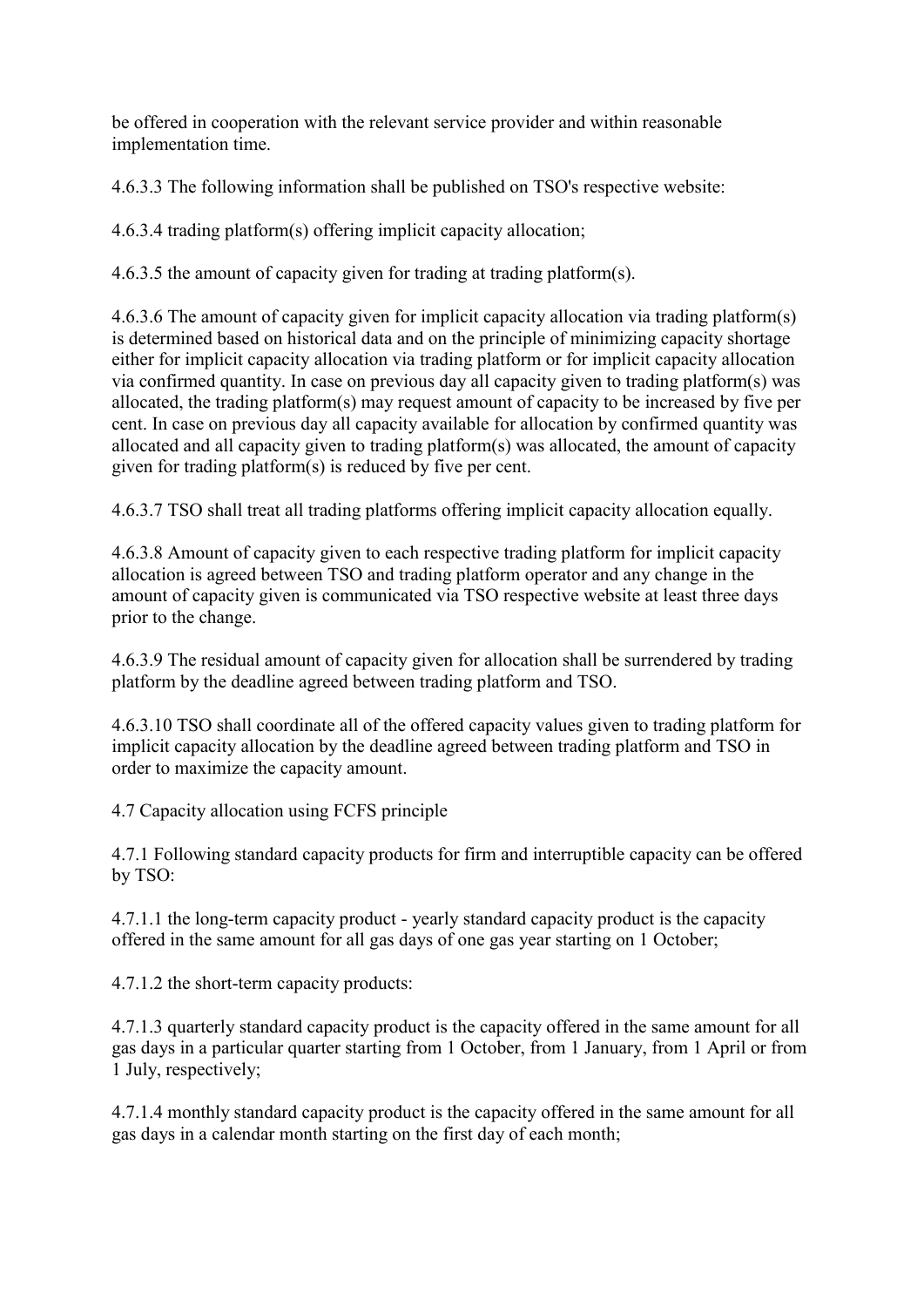be offered in cooperation with the relevant service provider and within reasonable implementation time.

4.6.3.3 The following information shall be published on TSO's respective website:

4.6.3.4 trading platform(s) offering implicit capacity allocation;

4.6.3.5 the amount of capacity given for trading at trading platform(s).

4.6.3.6 The amount of capacity given for implicit capacity allocation via trading platform(s) is determined based on historical data and on the principle of minimizing capacity shortage either for implicit capacity allocation via trading platform or for implicit capacity allocation via confirmed quantity. In case on previous day all capacity given to trading platform(s) was allocated, the trading platform(s) may request amount of capacity to be increased by five per cent. In case on previous day all capacity available for allocation by confirmed quantity was allocated and all capacity given to trading platform(s) was allocated, the amount of capacity given for trading platform(s) is reduced by five per cent.

4.6.3.7 TSO shall treat all trading platforms offering implicit capacity allocation equally.

4.6.3.8 Amount of capacity given to each respective trading platform for implicit capacity allocation is agreed between TSO and trading platform operator and any change in the amount of capacity given is communicated via TSO respective website at least three days prior to the change.

4.6.3.9 The residual amount of capacity given for allocation shall be surrendered by trading platform by the deadline agreed between trading platform and TSO.

4.6.3.10 TSO shall coordinate all of the offered capacity values given to trading platform for implicit capacity allocation by the deadline agreed between trading platform and TSO in order to maximize the capacity amount.

4.7 Capacity allocation using FCFS principle

4.7.1 Following standard capacity products for firm and interruptible capacity can be offered by TSO:

4.7.1.1 the long-term capacity product - yearly standard capacity product is the capacity offered in the same amount for all gas days of one gas year starting on 1 October;

4.7.1.2 the short-term capacity products:

4.7.1.3 quarterly standard capacity product is the capacity offered in the same amount for all gas days in a particular quarter starting from 1 October, from 1 January, from 1 April or from 1 July, respectively;

4.7.1.4 monthly standard capacity product is the capacity offered in the same amount for all gas days in a calendar month starting on the first day of each month;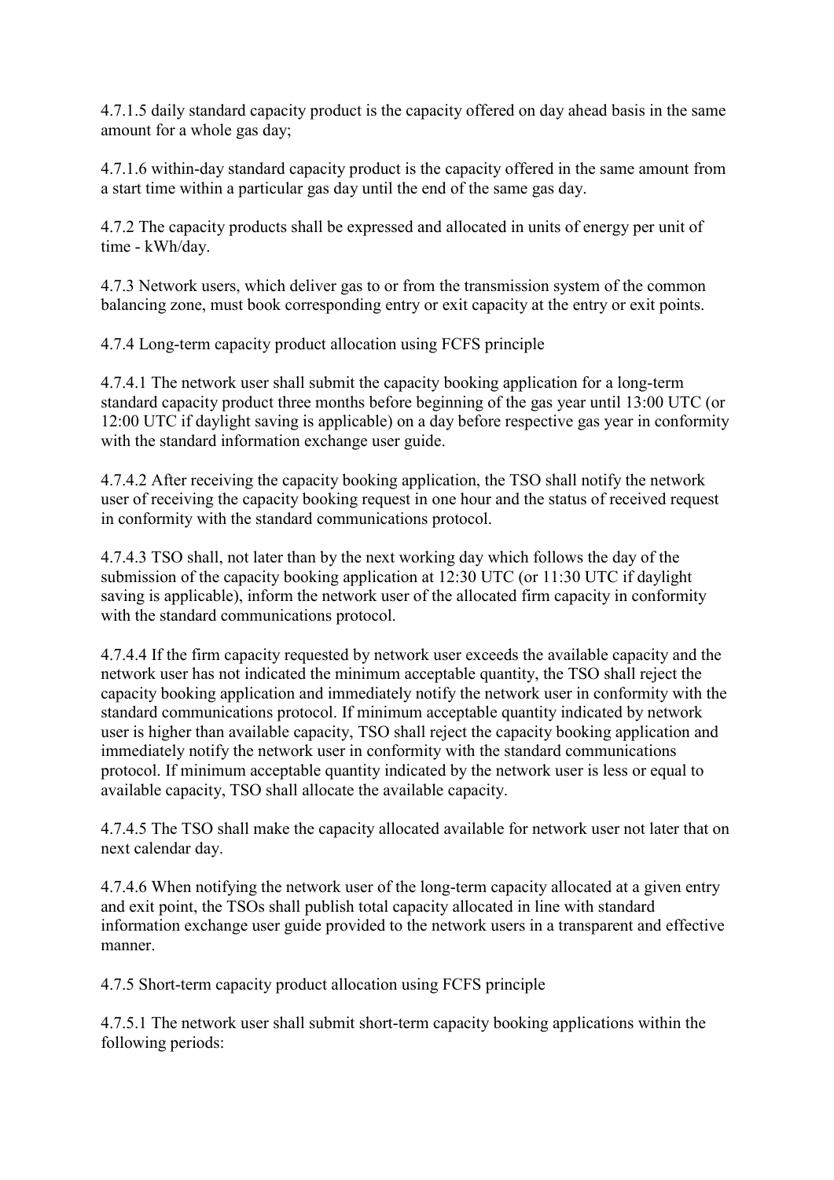4.7.1.5 daily standard capacity product is the capacity offered on day ahead basis in the same amount for a whole gas day;

4.7.1.6 within-day standard capacity product is the capacity offered in the same amount from a start time within a particular gas day until the end of the same gas day.

4.7.2 The capacity products shall be expressed and allocated in units of energy per unit of time - kWh/day.

4.7.3 Network users, which deliver gas to or from the transmission system of the common balancing zone, must book corresponding entry or exit capacity at the entry or exit points.

4.7.4 Long-term capacity product allocation using FCFS principle

4.7.4.1 The network user shall submit the capacity booking application for a long-term standard capacity product three months before beginning of the gas year until 13:00 UTC (or 12:00 UTC if daylight saving is applicable) on a day before respective gas year in conformity with the standard information exchange user guide.

4.7.4.2 After receiving the capacity booking application, the TSO shall notify the network user of receiving the capacity booking request in one hour and the status of received request in conformity with the standard communications protocol.

4.7.4.3 TSO shall, not later than by the next working day which follows the day of the submission of the capacity booking application at 12:30 UTC (or 11:30 UTC if daylight saving is applicable), inform the network user of the allocated firm capacity in conformity with the standard communications protocol.

4.7.4.4 If the firm capacity requested by network user exceeds the available capacity and the network user has not indicated the minimum acceptable quantity, the TSO shall reject the capacity booking application and immediately notify the network user in conformity with the standard communications protocol. If minimum acceptable quantity indicated by network user is higher than available capacity, TSO shall reject the capacity booking application and immediately notify the network user in conformity with the standard communications protocol. If minimum acceptable quantity indicated by the network user is less or equal to available capacity, TSO shall allocate the available capacity.

4.7.4.5 The TSO shall make the capacity allocated available for network user not later that on next calendar day.

4.7.4.6 When notifying the network user of the long-term capacity allocated at a given entry and exit point, the TSOs shall publish total capacity allocated in line with standard information exchange user guide provided to the network users in a transparent and effective manner.

4.7.5 Short-term capacity product allocation using FCFS principle

4.7.5.1 The network user shall submit short-term capacity booking applications within the following periods: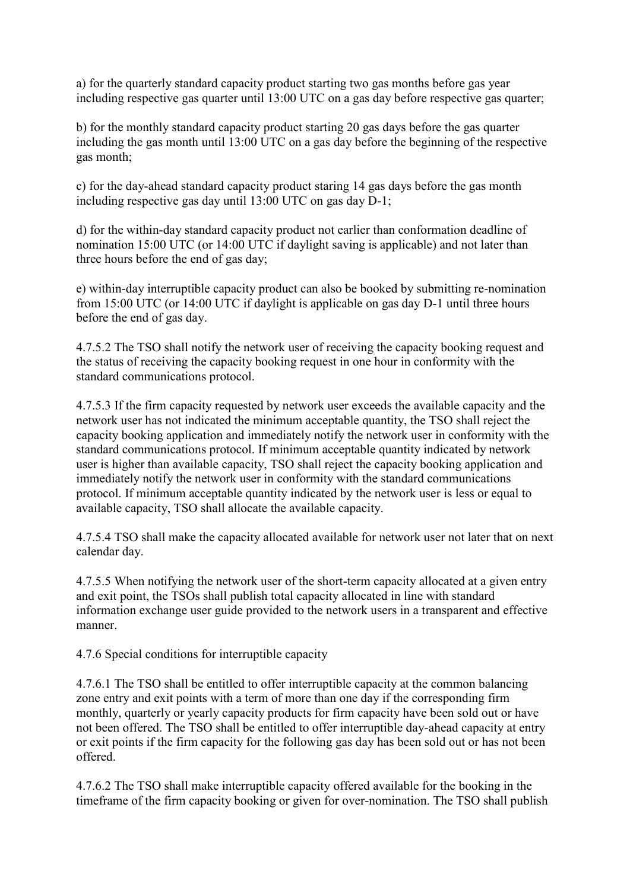a) for the quarterly standard capacity product starting two gas months before gas year including respective gas quarter until 13:00 UTC on a gas day before respective gas quarter;

b) for the monthly standard capacity product starting 20 gas days before the gas quarter including the gas month until 13:00 UTC on a gas day before the beginning of the respective gas month;

c) for the day-ahead standard capacity product staring 14 gas days before the gas month including respective gas day until 13:00 UTC on gas day D-1;

d) for the within-day standard capacity product not earlier than conformation deadline of nomination 15:00 UTC (or 14:00 UTC if daylight saving is applicable) and not later than three hours before the end of gas day;

e) within-day interruptible capacity product can also be booked by submitting re-nomination from 15:00 UTC (or 14:00 UTC if daylight is applicable on gas day D-1 until three hours before the end of gas day.

4.7.5.2 The TSO shall notify the network user of receiving the capacity booking request and the status of receiving the capacity booking request in one hour in conformity with the standard communications protocol.

4.7.5.3 If the firm capacity requested by network user exceeds the available capacity and the network user has not indicated the minimum acceptable quantity, the TSO shall reject the capacity booking application and immediately notify the network user in conformity with the standard communications protocol. If minimum acceptable quantity indicated by network user is higher than available capacity, TSO shall reject the capacity booking application and immediately notify the network user in conformity with the standard communications protocol. If minimum acceptable quantity indicated by the network user is less or equal to available capacity, TSO shall allocate the available capacity.

4.7.5.4 TSO shall make the capacity allocated available for network user not later that on next calendar day.

4.7.5.5 When notifying the network user of the short-term capacity allocated at a given entry and exit point, the TSOs shall publish total capacity allocated in line with standard information exchange user guide provided to the network users in a transparent and effective manner.

4.7.6 Special conditions for interruptible capacity

4.7.6.1 The TSO shall be entitled to offer interruptible capacity at the common balancing zone entry and exit points with a term of more than one day if the corresponding firm monthly, quarterly or yearly capacity products for firm capacity have been sold out or have not been offered. The TSO shall be entitled to offer interruptible day-ahead capacity at entry or exit points if the firm capacity for the following gas day has been sold out or has not been offered.

4.7.6.2 The TSO shall make interruptible capacity offered available for the booking in the timeframe of the firm capacity booking or given for over-nomination. The TSO shall publish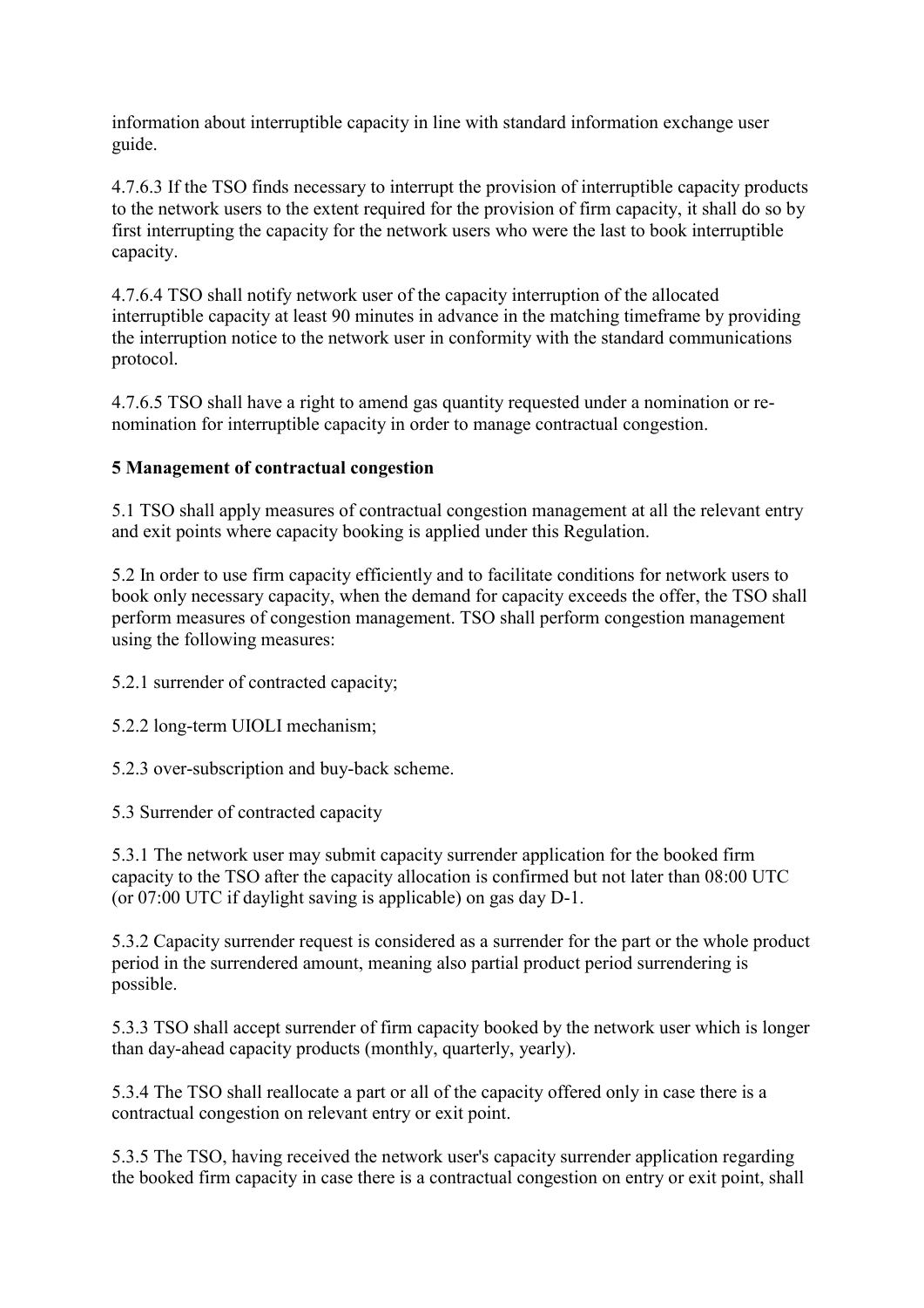information about interruptible capacity in line with standard information exchange user guide.

4.7.6.3 If the TSO finds necessary to interrupt the provision of interruptible capacity products to the network users to the extent required for the provision of firm capacity, it shall do so by first interrupting the capacity for the network users who were the last to book interruptible capacity.

4.7.6.4 TSO shall notify network user of the capacity interruption of the allocated interruptible capacity at least 90 minutes in advance in the matching timeframe by providing the interruption notice to the network user in conformity with the standard communications protocol.

4.7.6.5 TSO shall have a right to amend gas quantity requested under a nomination or re-nomination for interruptible capacity in order to manage contractual congestion.

**5 Management of contractual congestion**

5.1 TSO shall apply measures of contractual congestion management at all the relevant entry and exit points where capacity booking is applied under this Regulation.

5.2 In order to use firm capacity efficiently and to facilitate conditions for network users to book only necessary capacity, when the demand for capacity exceeds the offer, the TSO shall perform measures of congestion management. TSO shall perform congestion management using the following measures:

5.2.1 surrender of contracted capacity;

5.2.2 long-term UIOLI mechanism;

5.2.3 over-subscription and buy-back scheme.

5.3 Surrender of contracted capacity

5.3.1 The network user may submit capacity surrender application for the booked firm capacity to the TSO after the capacity allocation is confirmed but not later than 08:00 UTC (or 07:00 UTC if daylight saving is applicable) on gas day D-1.

5.3.2 Capacity surrender request is considered as a surrender for the part or the whole product period in the surrendered amount, meaning also partial product period surrendering is possible.

5.3.3 TSO shall accept surrender of firm capacity booked by the network user which is longer than day-ahead capacity products (monthly, quarterly, yearly).

5.3.4 The TSO shall reallocate a part or all of the capacity offered only in case there is a contractual congestion on relevant entry or exit point.

5.3.5 The TSO, having received the network user's capacity surrender application regarding the booked firm capacity in case there is a contractual congestion on entry or exit point, shall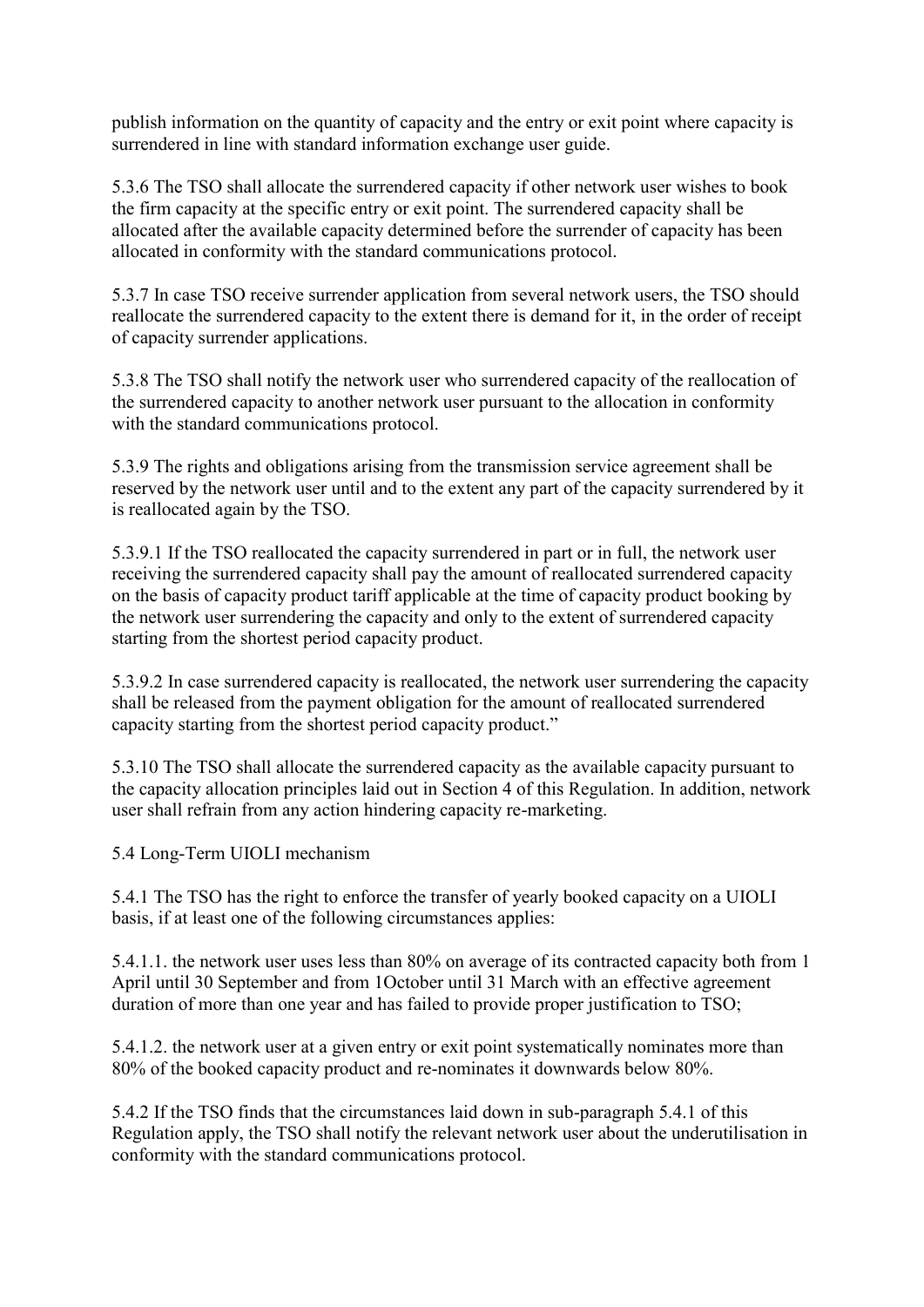publish information on the quantity of capacity and the entry or exit point where capacity is surrendered in line with standard information exchange user guide.

5.3.6 The TSO shall allocate the surrendered capacity if other network user wishes to book the firm capacity at the specific entry or exit point. The surrendered capacity shall be allocated after the available capacity determined before the surrender of capacity has been allocated in conformity with the standard communications protocol.

5.3.7 In case TSO receive surrender application from several network users, the TSO should reallocate the surrendered capacity to the extent there is demand for it, in the order of receipt of capacity surrender applications.

5.3.8 The TSO shall notify the network user who surrendered capacity of the reallocation of the surrendered capacity to another network user pursuant to the allocation in conformity with the standard communications protocol.

5.3.9 The rights and obligations arising from the transmission service agreement shall be reserved by the network user until and to the extent any part of the capacity surrendered by it is reallocated again by the TSO.

5.3.9.1 If the TSO reallocated the capacity surrendered in part or in full, the network user receiving the surrendered capacity shall pay the amount of reallocated surrendered capacity on the basis of capacity product tariff applicable at the time of capacity product booking by the network user surrendering the capacity and only to the extent of surrendered capacity starting from the shortest period capacity product.

5.3.9.2 In case surrendered capacity is reallocated, the network user surrendering the capacity shall be released from the payment obligation for the amount of reallocated surrendered capacity starting from the shortest period capacity product."

5.3.10 The TSO shall allocate the surrendered capacity as the available capacity pursuant to the capacity allocation principles laid out in Section 4 of this Regulation. In addition, network user shall refrain from any action hindering capacity re-marketing.

5.4 Long-Term UIOLI mechanism

5.4.1 The TSO has the right to enforce the transfer of yearly booked capacity on a UIOLI basis, if at least one of the following circumstances applies:

5.4.1.1. the network user uses less than 80% on average of its contracted capacity both from 1 April until 30 September and from 1October until 31 March with an effective agreement duration of more than one year and has failed to provide proper justification to TSO;

5.4.1.2. the network user at a given entry or exit point systematically nominates more than 80% of the booked capacity product and re-nominates it downwards below 80%.

5.4.2 If the TSO finds that the circumstances laid down in sub-paragraph 5.4.1 of this Regulation apply, the TSO shall notify the relevant network user about the underutilisation in conformity with the standard communications protocol.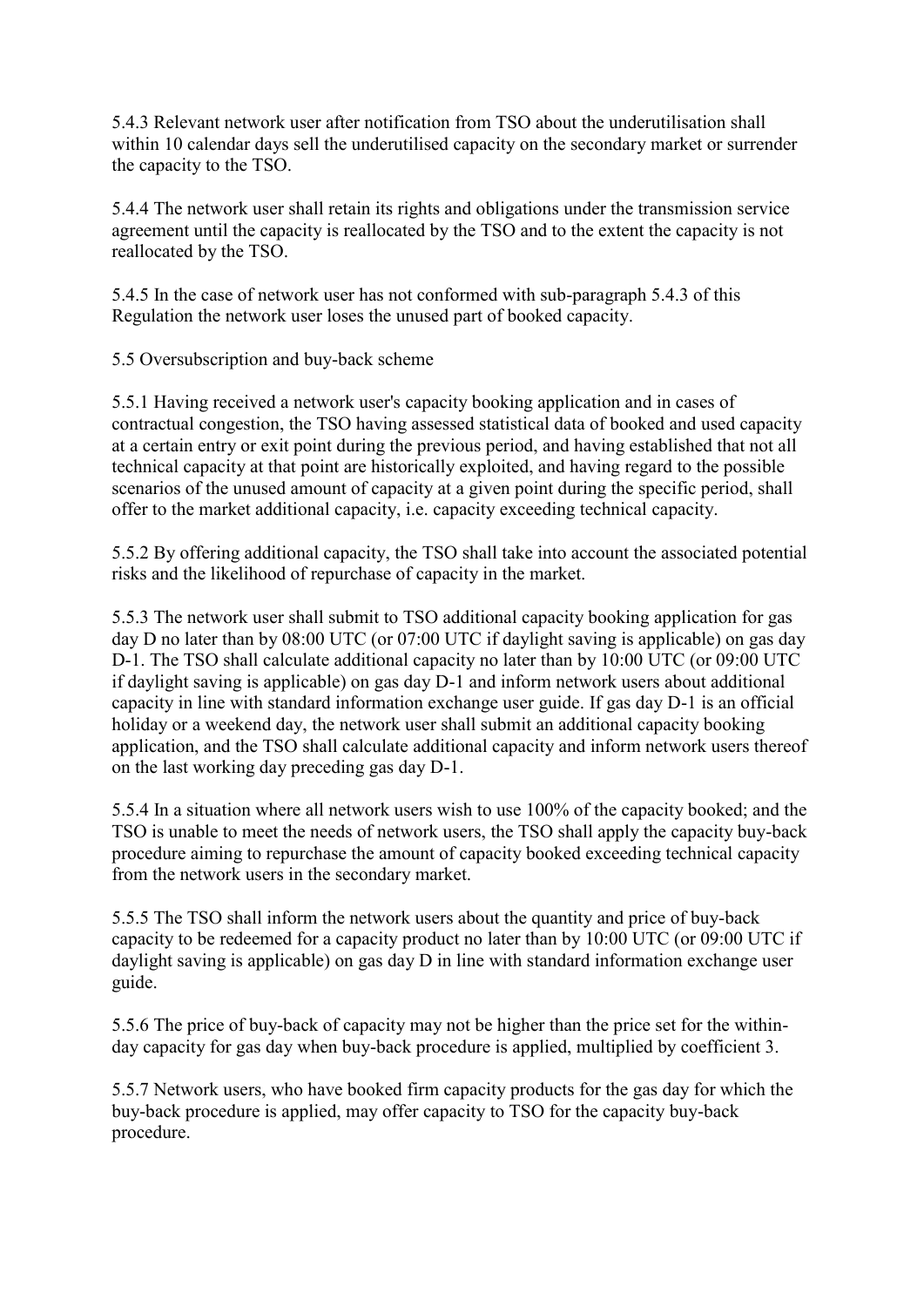5.4.3 Relevant network user after notification from TSO about the underutilisation shall within 10 calendar days sell the underutilised capacity on the secondary market or surrender the capacity to the TSO.

5.4.4 The network user shall retain its rights and obligations under the transmission service agreement until the capacity is reallocated by the TSO and to the extent the capacity is not reallocated by the TSO.

5.4.5 In the case of network user has not conformed with sub-paragraph 5.4.3 of this Regulation the network user loses the unused part of booked capacity.

5.5 Oversubscription and buy-back scheme

5.5.1 Having received a network user's capacity booking application and in cases of contractual congestion, the TSO having assessed statistical data of booked and used capacity at a certain entry or exit point during the previous period, and having established that not all technical capacity at that point are historically exploited, and having regard to the possible scenarios of the unused amount of capacity at a given point during the specific period, shall offer to the market additional capacity, i.e. capacity exceeding technical capacity.

5.5.2 By offering additional capacity, the TSO shall take into account the associated potential risks and the likelihood of repurchase of capacity in the market.

5.5.3 The network user shall submit to TSO additional capacity booking application for gas day D no later than by 08:00 UTC (or 07:00 UTC if daylight saving is applicable) on gas day D-1. The TSO shall calculate additional capacity no later than by 10:00 UTC (or 09:00 UTC if daylight saving is applicable) on gas day D-1 and inform network users about additional capacity in line with standard information exchange user guide. If gas day D-1 is an official holiday or a weekend day, the network user shall submit an additional capacity booking application, and the TSO shall calculate additional capacity and inform network users thereof on the last working day preceding gas day D-1.

5.5.4 In a situation where all network users wish to use 100% of the capacity booked; and the TSO is unable to meet the needs of network users, the TSO shall apply the capacity buy-back procedure aiming to repurchase the amount of capacity booked exceeding technical capacity from the network users in the secondary market.

5.5.5 The TSO shall inform the network users about the quantity and price of buy-back capacity to be redeemed for a capacity product no later than by 10:00 UTC (or 09:00 UTC if daylight saving is applicable) on gas day D in line with standard information exchange user guide.

5.5.6 The price of buy-back of capacity may not be higher than the price set for the within-day capacity for gas day when buy-back procedure is applied, multiplied by coefficient 3.

5.5.7 Network users, who have booked firm capacity products for the gas day for which the buy-back procedure is applied, may offer capacity to TSO for the capacity buy-back procedure.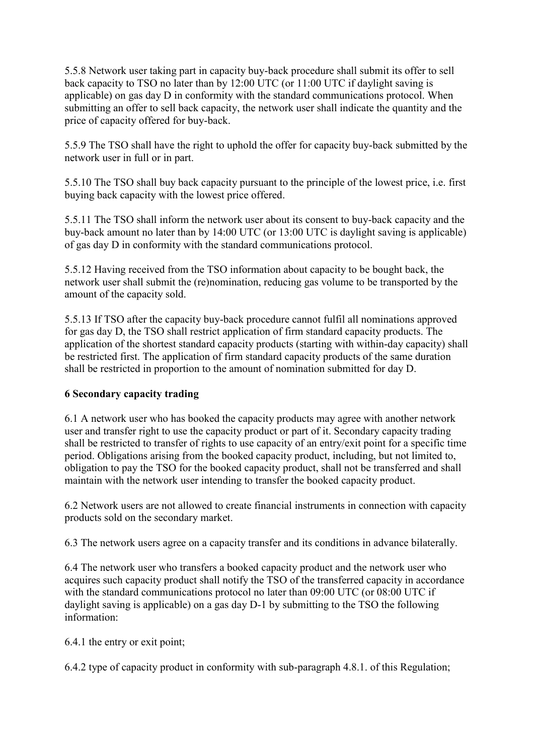5.5.8 Network user taking part in capacity buy-back procedure shall submit its offer to sell back capacity to TSO no later than by 12:00 UTC (or 11:00 UTC if daylight saving is applicable) on gas day D in conformity with the standard communications protocol. When submitting an offer to sell back capacity, the network user shall indicate the quantity and the price of capacity offered for buy-back.

5.5.9 The TSO shall have the right to uphold the offer for capacity buy-back submitted by the network user in full or in part.

5.5.10 The TSO shall buy back capacity pursuant to the principle of the lowest price, i.e. first buying back capacity with the lowest price offered.

5.5.11 The TSO shall inform the network user about its consent to buy-back capacity and the buy-back amount no later than by 14:00 UTC (or 13:00 UTC is daylight saving is applicable) of gas day D in conformity with the standard communications protocol.

5.5.12 Having received from the TSO information about capacity to be bought back, the network user shall submit the (re)nomination, reducing gas volume to be transported by the amount of the capacity sold.

5.5.13 If TSO after the capacity buy-back procedure cannot fulfil all nominations approved for gas day D, the TSO shall restrict application of firm standard capacity products. The application of the shortest standard capacity products (starting with within-day capacity) shall be restricted first. The application of firm standard capacity products of the same duration shall be restricted in proportion to the amount of nomination submitted for day D.

## 6 Secondary capacity trading

6.1 A network user who has booked the capacity products may agree with another network user and transfer right to use the capacity product or part of it. Secondary capacity trading shall be restricted to transfer of rights to use capacity of an entry/exit point for a specific time period. Obligations arising from the booked capacity product, including, but not limited to, obligation to pay the TSO for the booked capacity product, shall not be transferred and shall maintain with the network user intending to transfer the booked capacity product.

6.2 Network users are not allowed to create financial instruments in connection with capacity products sold on the secondary market.

6.3 The network users agree on a capacity transfer and its conditions in advance bilaterally.

6.4 The network user who transfers a booked capacity product and the network user who acquires such capacity product shall notify the TSO of the transferred capacity in accordance with the standard communications protocol no later than 09:00 UTC (or 08:00 UTC if daylight saving is applicable) on a gas day D-1 by submitting to the TSO the following information:

6.4.1 the entry or exit point;

6.4.2 type of capacity product in conformity with sub-paragraph 4.8.1. of this Regulation;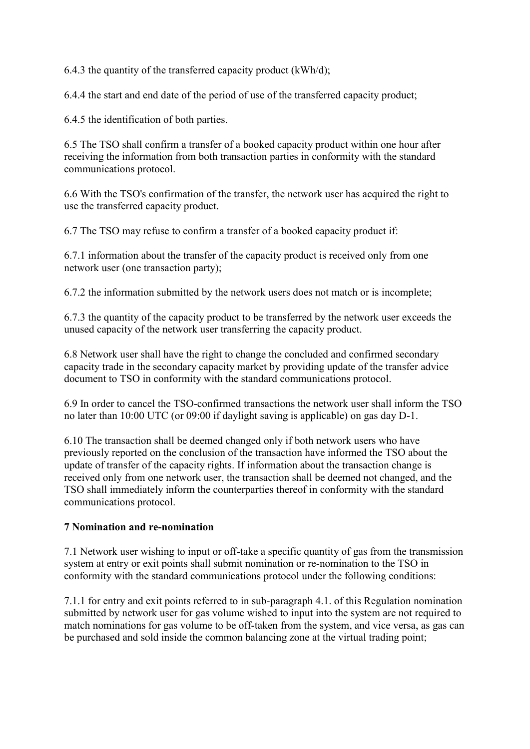6.4.3 the quantity of the transferred capacity product (kWh/d);

6.4.4 the start and end date of the period of use of the transferred capacity product;

6.4.5 the identification of both parties.

6.5 The TSO shall confirm a transfer of a booked capacity product within one hour after receiving the information from both transaction parties in conformity with the standard communications protocol.

6.6 With the TSO's confirmation of the transfer, the network user has acquired the right to use the transferred capacity product.

6.7 The TSO may refuse to confirm a transfer of a booked capacity product if:

6.7.1 information about the transfer of the capacity product is received only from one network user (one transaction party);

6.7.2 the information submitted by the network users does not match or is incomplete;

6.7.3 the quantity of the capacity product to be transferred by the network user exceeds the unused capacity of the network user transferring the capacity product.

6.8 Network user shall have the right to change the concluded and confirmed secondary capacity trade in the secondary capacity market by providing update of the transfer advice document to TSO in conformity with the standard communications protocol.

6.9 In order to cancel the TSO-confirmed transactions the network user shall inform the TSO no later than 10:00 UTC (or 09:00 if daylight saving is applicable) on gas day D-1.

6.10 The transaction shall be deemed changed only if both network users who have previously reported on the conclusion of the transaction have informed the TSO about the update of transfer of the capacity rights. If information about the transaction change is received only from one network user, the transaction shall be deemed not changed, and the TSO shall immediately inform the counterparties thereof in conformity with the standard communications protocol.

### 7 Nomination and re-nomination

7.1 Network user wishing to input or off-take a specific quantity of gas from the transmission system at entry or exit points shall submit nomination or re-nomination to the TSO in conformity with the standard communications protocol under the following conditions:

7.1.1 for entry and exit points referred to in sub-paragraph 4.1. of this Regulation nomination submitted by network user for gas volume wished to input into the system are not required to match nominations for gas volume to be off-taken from the system, and vice versa, as gas can be purchased and sold inside the common balancing zone at the virtual trading point;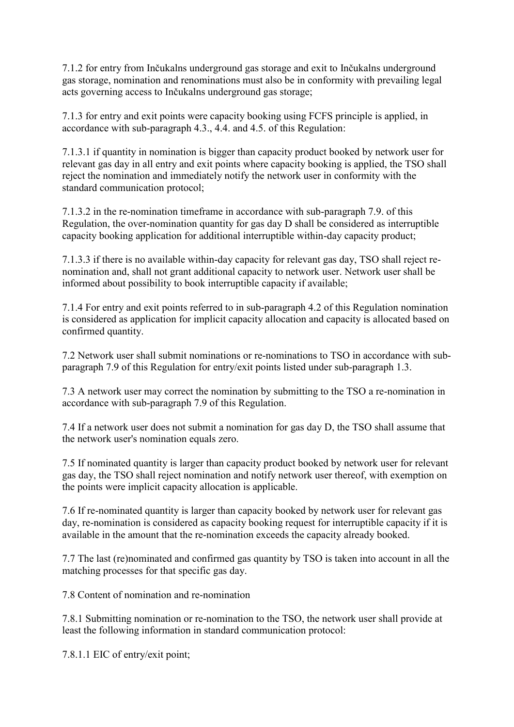7.1.2 for entry from Inčukalns underground gas storage and exit to Inčukalns underground gas storage, nomination and renominations must also be in conformity with prevailing legal acts governing access to Inčukalns underground gas storage;

7.1.3 for entry and exit points were capacity booking using FCFS principle is applied, in accordance with sub-paragraph 4.3., 4.4. and 4.5. of this Regulation:

7.1.3.1 if quantity in nomination is bigger than capacity product booked by network user for relevant gas day in all entry and exit points where capacity booking is applied, the TSO shall reject the nomination and immediately notify the network user in conformity with the standard communication protocol;

7.1.3.2 in the re-nomination timeframe in accordance with sub-paragraph 7.9. of this Regulation, the over-nomination quantity for gas day D shall be considered as interruptible capacity booking application for additional interruptible within-day capacity product;

7.1.3.3 if there is no available within-day capacity for relevant gas day, TSO shall reject re-nomination and, shall not grant additional capacity to network user. Network user shall be informed about possibility to book interruptible capacity if available;

7.1.4 For entry and exit points referred to in sub-paragraph 4.2 of this Regulation nomination is considered as application for implicit capacity allocation and capacity is allocated based on confirmed quantity.

7.2 Network user shall submit nominations or re-nominations to TSO in accordance with sub-paragraph 7.9 of this Regulation for entry/exit points listed under sub-paragraph 1.3.

7.3 A network user may correct the nomination by submitting to the TSO a re-nomination in accordance with sub-paragraph 7.9 of this Regulation.

7.4 If a network user does not submit a nomination for gas day D, the TSO shall assume that the network user's nomination equals zero.

7.5 If nominated quantity is larger than capacity product booked by network user for relevant gas day, the TSO shall reject nomination and notify network user thereof, with exemption on the points were implicit capacity allocation is applicable.

7.6 If re-nominated quantity is larger than capacity booked by network user for relevant gas day, re-nomination is considered as capacity booking request for interruptible capacity if it is available in the amount that the re-nomination exceeds the capacity already booked.

7.7 The last (re)nominated and confirmed gas quantity by TSO is taken into account in all the matching processes for that specific gas day.

7.8 Content of nomination and re-nomination

7.8.1 Submitting nomination or re-nomination to the TSO, the network user shall provide at least the following information in standard communication protocol:

7.8.1.1 EIC of entry/exit point;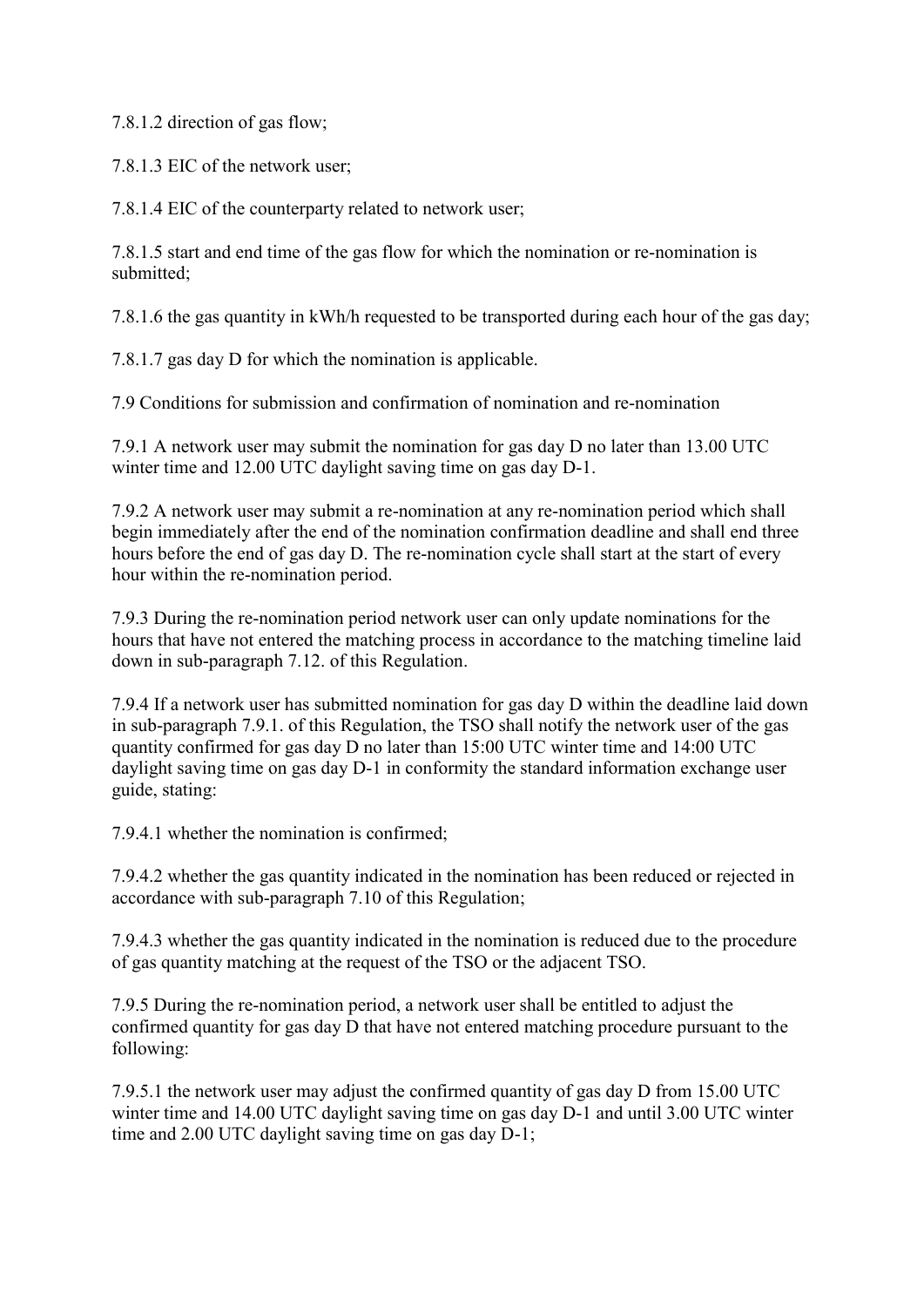7.8.1.2 direction of gas flow;

7.8.1.3 EIC of the network user;

7.8.1.4 EIC of the counterparty related to network user;

7.8.1.5 start and end time of the gas flow for which the nomination or re-nomination is submitted;

7.8.1.6 the gas quantity in kWh/h requested to be transported during each hour of the gas day;

7.8.1.7 gas day D for which the nomination is applicable.

7.9 Conditions for submission and confirmation of nomination and re-nomination

7.9.1 A network user may submit the nomination for gas day D no later than 13.00 UTC winter time and 12.00 UTC daylight saving time on gas day D-1.

7.9.2 A network user may submit a re-nomination at any re-nomination period which shall begin immediately after the end of the nomination confirmation deadline and shall end three hours before the end of gas day D. The re-nomination cycle shall start at the start of every hour within the re-nomination period.

7.9.3 During the re-nomination period network user can only update nominations for the hours that have not entered the matching process in accordance to the matching timeline laid down in sub-paragraph 7.12. of this Regulation.

7.9.4 If a network user has submitted nomination for gas day D within the deadline laid down in sub-paragraph 7.9.1. of this Regulation, the TSO shall notify the network user of the gas quantity confirmed for gas day D no later than 15:00 UTC winter time and 14:00 UTC daylight saving time on gas day D-1 in conformity the standard information exchange user guide, stating:

7.9.4.1 whether the nomination is confirmed;

7.9.4.2 whether the gas quantity indicated in the nomination has been reduced or rejected in accordance with sub-paragraph 7.10 of this Regulation;

7.9.4.3 whether the gas quantity indicated in the nomination is reduced due to the procedure of gas quantity matching at the request of the TSO or the adjacent TSO.

7.9.5 During the re-nomination period, a network user shall be entitled to adjust the confirmed quantity for gas day D that have not entered matching procedure pursuant to the following:

7.9.5.1 the network user may adjust the confirmed quantity of gas day D from 15.00 UTC winter time and 14.00 UTC daylight saving time on gas day D-1 and until 3.00 UTC winter time and 2.00 UTC daylight saving time on gas day D-1;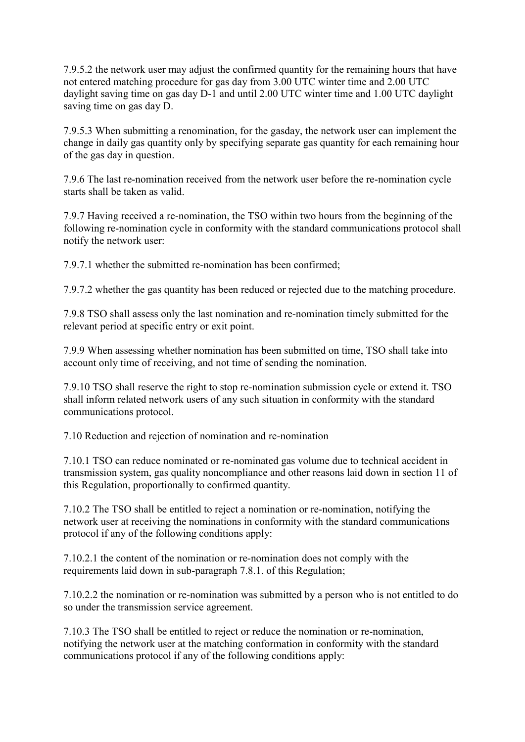7.9.5.2 the network user may adjust the confirmed quantity for the remaining hours that have not entered matching procedure for gas day from 3.00 UTC winter time and 2.00 UTC daylight saving time on gas day D-1 and until 2.00 UTC winter time and 1.00 UTC daylight saving time on gas day D.

7.9.5.3 When submitting a renomination, for the gasday, the network user can implement the change in daily gas quantity only by specifying separate gas quantity for each remaining hour of the gas day in question.

7.9.6 The last re-nomination received from the network user before the re-nomination cycle starts shall be taken as valid.

7.9.7 Having received a re-nomination, the TSO within two hours from the beginning of the following re-nomination cycle in conformity with the standard communications protocol shall notify the network user:

7.9.7.1 whether the submitted re-nomination has been confirmed;

7.9.7.2 whether the gas quantity has been reduced or rejected due to the matching procedure.

7.9.8 TSO shall assess only the last nomination and re-nomination timely submitted for the relevant period at specific entry or exit point.

7.9.9 When assessing whether nomination has been submitted on time, TSO shall take into account only time of receiving, and not time of sending the nomination.

7.9.10 TSO shall reserve the right to stop re-nomination submission cycle or extend it. TSO shall inform related network users of any such situation in conformity with the standard communications protocol.

7.10 Reduction and rejection of nomination and re-nomination

7.10.1 TSO can reduce nominated or re-nominated gas volume due to technical accident in transmission system, gas quality noncompliance and other reasons laid down in section 11 of this Regulation, proportionally to confirmed quantity.

7.10.2 The TSO shall be entitled to reject a nomination or re-nomination, notifying the network user at receiving the nominations in conformity with the standard communications protocol if any of the following conditions apply:

7.10.2.1 the content of the nomination or re-nomination does not comply with the requirements laid down in sub-paragraph 7.8.1. of this Regulation;

7.10.2.2 the nomination or re-nomination was submitted by a person who is not entitled to do so under the transmission service agreement.

7.10.3 The TSO shall be entitled to reject or reduce the nomination or re-nomination, notifying the network user at the matching conformation in conformity with the standard communications protocol if any of the following conditions apply: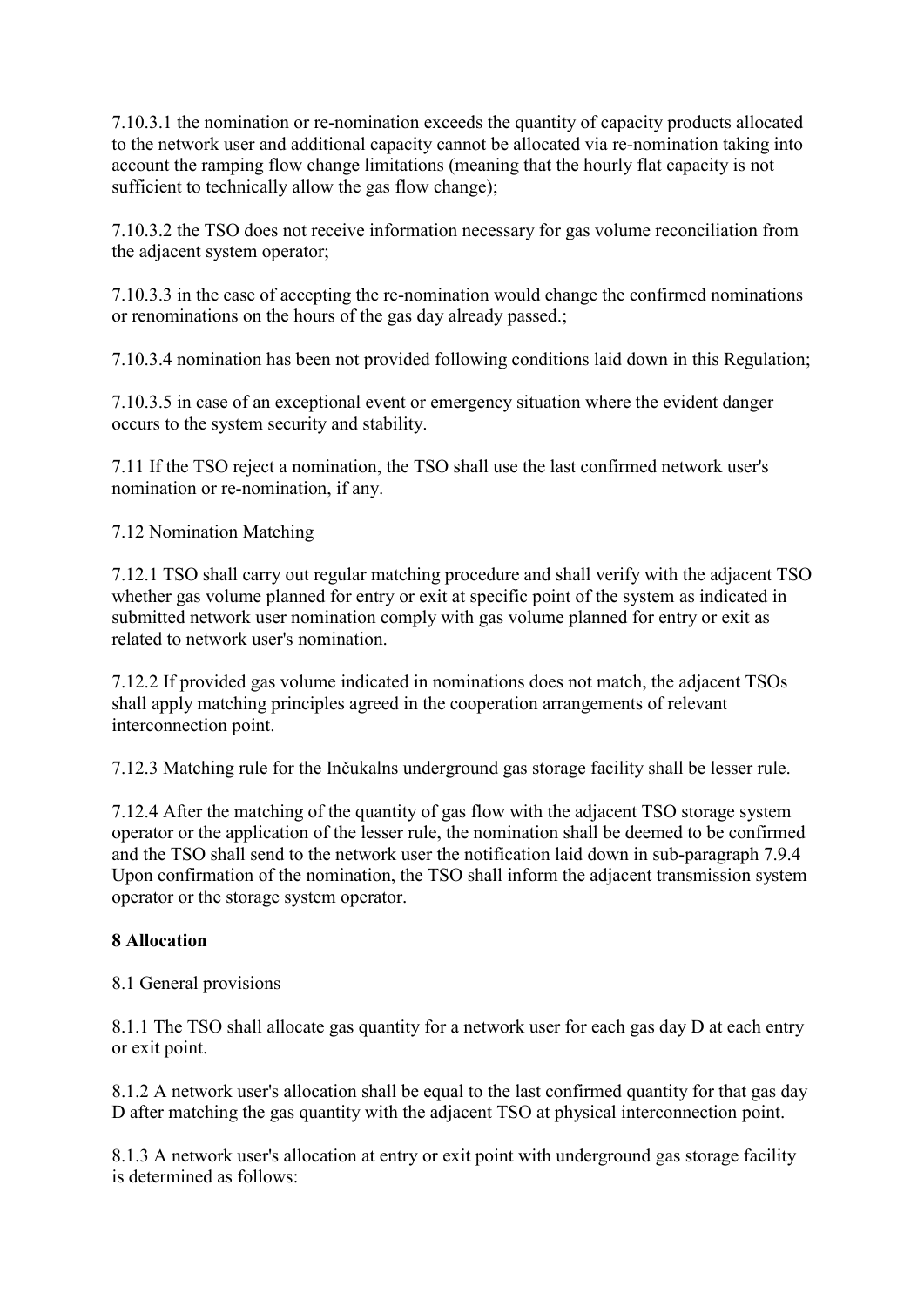7.10.3.1 the nomination or re-nomination exceeds the quantity of capacity products allocated to the network user and additional capacity cannot be allocated via re-nomination taking into account the ramping flow change limitations (meaning that the hourly flat capacity is not sufficient to technically allow the gas flow change);

7.10.3.2 the TSO does not receive information necessary for gas volume reconciliation from the adjacent system operator;

7.10.3.3 in the case of accepting the re-nomination would change the confirmed nominations or renominations on the hours of the gas day already passed.;

7.10.3.4 nomination has been not provided following conditions laid down in this Regulation;

7.10.3.5 in case of an exceptional event or emergency situation where the evident danger occurs to the system security and stability.

7.11 If the TSO reject a nomination, the TSO shall use the last confirmed network user's nomination or re-nomination, if any.

7.12 Nomination Matching

7.12.1 TSO shall carry out regular matching procedure and shall verify with the adjacent TSO whether gas volume planned for entry or exit at specific point of the system as indicated in submitted network user nomination comply with gas volume planned for entry or exit as related to network user's nomination.

7.12.2 If provided gas volume indicated in nominations does not match, the adjacent TSOs shall apply matching principles agreed in the cooperation arrangements of relevant interconnection point.

7.12.3 Matching rule for the Inčukalns underground gas storage facility shall be lesser rule.

7.12.4 After the matching of the quantity of gas flow with the adjacent TSO storage system operator or the application of the lesser rule, the nomination shall be deemed to be confirmed and the TSO shall send to the network user the notification laid down in sub-paragraph 7.9.4 Upon confirmation of the nomination, the TSO shall inform the adjacent transmission system operator or the storage system operator.

**8 Allocation**

8.1 General provisions

8.1.1 The TSO shall allocate gas quantity for a network user for each gas day D at each entry or exit point.

8.1.2 A network user's allocation shall be equal to the last confirmed quantity for that gas day D after matching the gas quantity with the adjacent TSO at physical interconnection point.

8.1.3 A network user's allocation at entry or exit point with underground gas storage facility is determined as follows: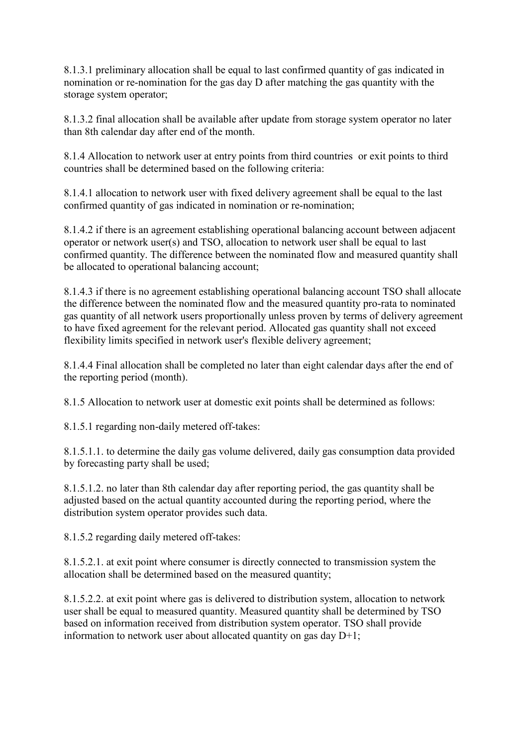8.1.3.1 preliminary allocation shall be equal to last confirmed quantity of gas indicated in nomination or re-nomination for the gas day D after matching the gas quantity with the storage system operator;

8.1.3.2 final allocation shall be available after update from storage system operator no later than 8th calendar day after end of the month.

8.1.4 Allocation to network user at entry points from third countries or exit points to third countries shall be determined based on the following criteria:

8.1.4.1 allocation to network user with fixed delivery agreement shall be equal to the last confirmed quantity of gas indicated in nomination or re-nomination;

8.1.4.2 if there is an agreement establishing operational balancing account between adjacent operator or network user(s) and TSO, allocation to network user shall be equal to last confirmed quantity. The difference between the nominated flow and measured quantity shall be allocated to operational balancing account;

8.1.4.3 if there is no agreement establishing operational balancing account TSO shall allocate the difference between the nominated flow and the measured quantity pro-rata to nominated gas quantity of all network users proportionally unless proven by terms of delivery agreement to have fixed agreement for the relevant period. Allocated gas quantity shall not exceed flexibility limits specified in network user's flexible delivery agreement;

8.1.4.4 Final allocation shall be completed no later than eight calendar days after the end of the reporting period (month).

8.1.5 Allocation to network user at domestic exit points shall be determined as follows:

8.1.5.1 regarding non-daily metered off-takes:

8.1.5.1.1. to determine the daily gas volume delivered, daily gas consumption data provided by forecasting party shall be used;

8.1.5.1.2. no later than 8th calendar day after reporting period, the gas quantity shall be adjusted based on the actual quantity accounted during the reporting period, where the distribution system operator provides such data.

8.1.5.2 regarding daily metered off-takes:

8.1.5.2.1. at exit point where consumer is directly connected to transmission system the allocation shall be determined based on the measured quantity;

8.1.5.2.2. at exit point where gas is delivered to distribution system, allocation to network user shall be equal to measured quantity. Measured quantity shall be determined by TSO based on information received from distribution system operator. TSO shall provide information to network user about allocated quantity on gas day D+1;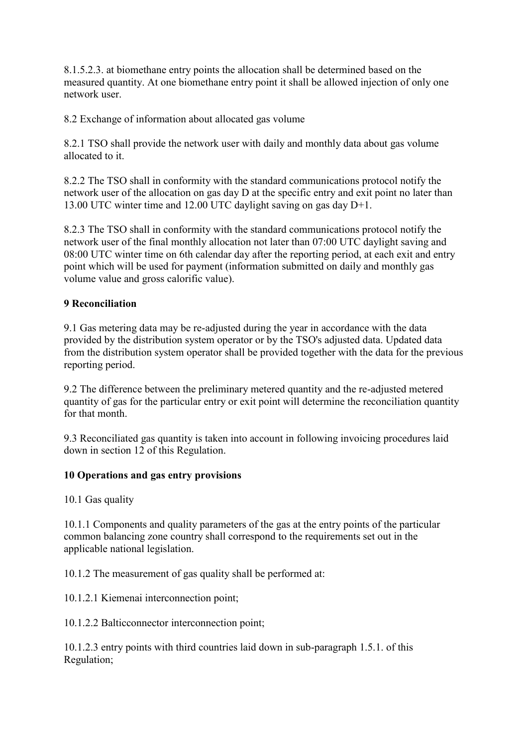8.1.5.2.3. at biomethane entry points the allocation shall be determined based on the measured quantity. At one biomethane entry point it shall be allowed injection of only one network user.

8.2 Exchange of information about allocated gas volume

8.2.1 TSO shall provide the network user with daily and monthly data about gas volume allocated to it.

8.2.2 The TSO shall in conformity with the standard communications protocol notify the network user of the allocation on gas day D at the specific entry and exit point no later than 13.00 UTC winter time and 12.00 UTC daylight saving on gas day D+1.

8.2.3 The TSO shall in conformity with the standard communications protocol notify the network user of the final monthly allocation not later than 07:00 UTC daylight saving and 08:00 UTC winter time on 6th calendar day after the reporting period, at each exit and entry point which will be used for payment (information submitted on daily and monthly gas volume value and gross calorific value).

## 9 Reconciliation

9.1 Gas metering data may be re-adjusted during the year in accordance with the data provided by the distribution system operator or by the TSO's adjusted data. Updated data from the distribution system operator shall be provided together with the data for the previous reporting period.

9.2 The difference between the preliminary metered quantity and the re-adjusted metered quantity of gas for the particular entry or exit point will determine the reconciliation quantity for that month.

9.3 Reconciliated gas quantity is taken into account in following invoicing procedures laid down in section 12 of this Regulation.

## 10 Operations and gas entry provisions

10.1 Gas quality

10.1.1 Components and quality parameters of the gas at the entry points of the particular common balancing zone country shall correspond to the requirements set out in the applicable national legislation.

10.1.2 The measurement of gas quality shall be performed at:

10.1.2.1 Kiemenai interconnection point;

10.1.2.2 Balticconnector interconnection point;

10.1.2.3 entry points with third countries laid down in sub-paragraph 1.5.1. of this Regulation;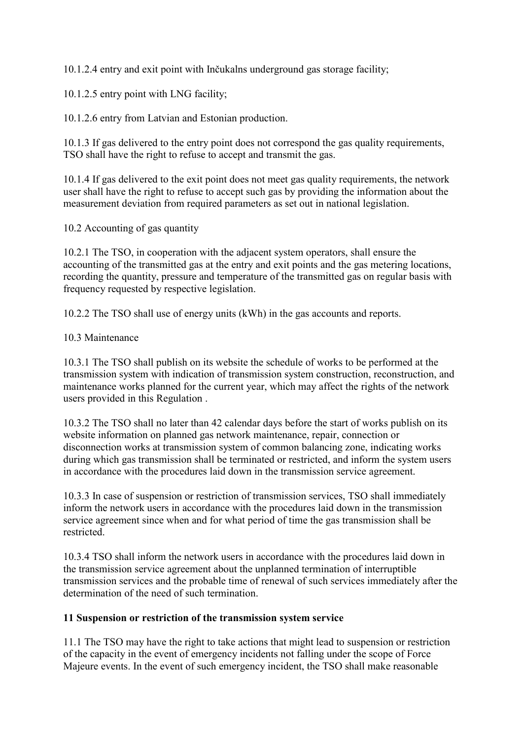10.1.2.4 entry and exit point with Inčukalns underground gas storage facility;

10.1.2.5 entry point with LNG facility;

10.1.2.6 entry from Latvian and Estonian production.

10.1.3 If gas delivered to the entry point does not correspond the gas quality requirements, TSO shall have the right to refuse to accept and transmit the gas.

10.1.4 If gas delivered to the exit point does not meet gas quality requirements, the network user shall have the right to refuse to accept such gas by providing the information about the measurement deviation from required parameters as set out in national legislation.

10.2 Accounting of gas quantity

10.2.1 The TSO, in cooperation with the adjacent system operators, shall ensure the accounting of the transmitted gas at the entry and exit points and the gas metering locations, recording the quantity, pressure and temperature of the transmitted gas on regular basis with frequency requested by respective legislation.

10.2.2 The TSO shall use of energy units (kWh) in the gas accounts and reports.

10.3 Maintenance

10.3.1 The TSO shall publish on its website the schedule of works to be performed at the transmission system with indication of transmission system construction, reconstruction, and maintenance works planned for the current year, which may affect the rights of the network users provided in this Regulation .

10.3.2 The TSO shall no later than 42 calendar days before the start of works publish on its website information on planned gas network maintenance, repair, connection or disconnection works at transmission system of common balancing zone, indicating works during which gas transmission shall be terminated or restricted, and inform the system users in accordance with the procedures laid down in the transmission service agreement.

10.3.3 In case of suspension or restriction of transmission services, TSO shall immediately inform the network users in accordance with the procedures laid down in the transmission service agreement since when and for what period of time the gas transmission shall be restricted.

10.3.4 TSO shall inform the network users in accordance with the procedures laid down in the transmission service agreement about the unplanned termination of interruptible transmission services and the probable time of renewal of such services immediately after the determination of the need of such termination.

**11 Suspension or restriction of the transmission system service**

11.1 The TSO may have the right to take actions that might lead to suspension or restriction of the capacity in the event of emergency incidents not falling under the scope of Force Majeure events. In the event of such emergency incident, the TSO shall make reasonable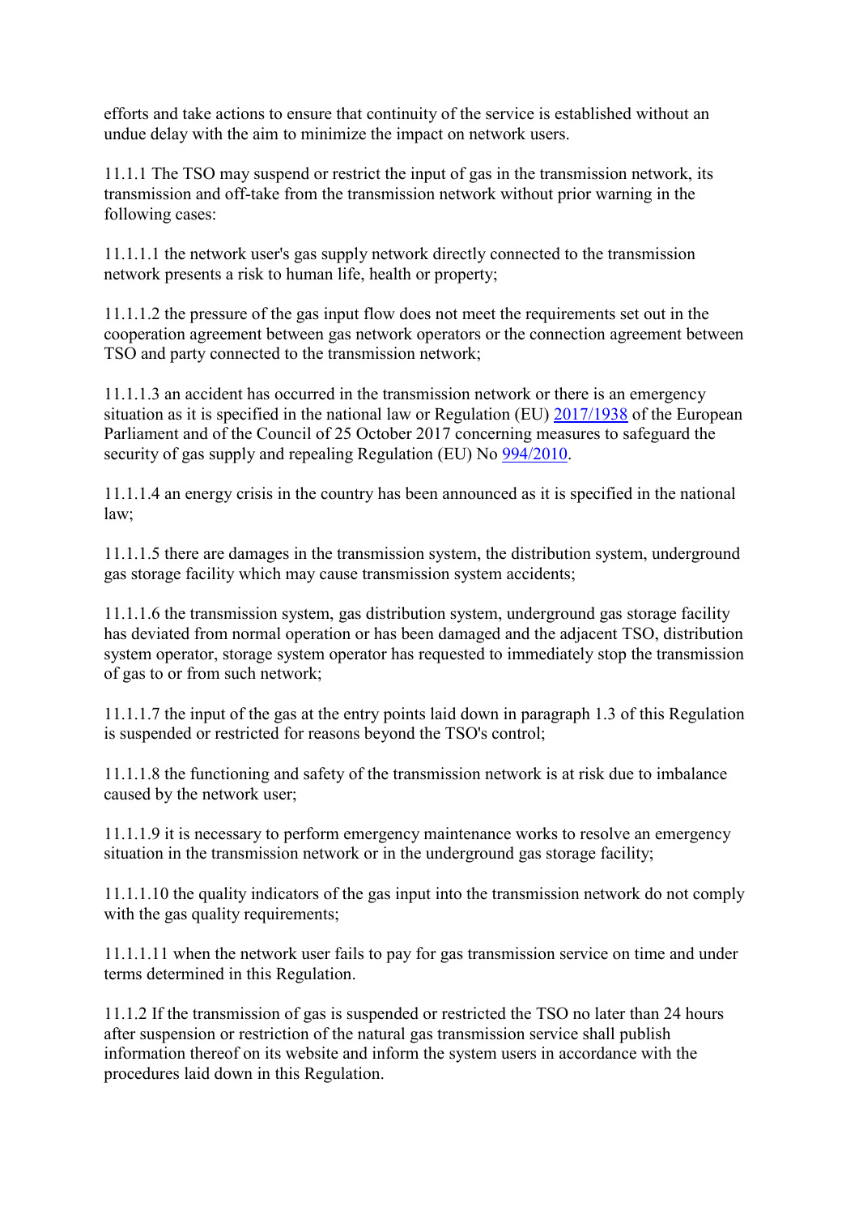efforts and take actions to ensure that continuity of the service is established without an undue delay with the aim to minimize the impact on network users.

11.1.1 The TSO may suspend or restrict the input of gas in the transmission network, its transmission and off-take from the transmission network without prior warning in the following cases:

11.1.1.1 the network user's gas supply network directly connected to the transmission network presents a risk to human life, health or property;

11.1.1.2 the pressure of the gas input flow does not meet the requirements set out in the cooperation agreement between gas network operators or the connection agreement between TSO and party connected to the transmission network;

11.1.1.3 an accident has occurred in the transmission network or there is an emergency situation as it is specified in the national law or Regulation (EU) [2017/1938] of the European Parliament and of the Council of 25 October 2017 concerning measures to safeguard the security of gas supply and repealing Regulation (EU) No [994/2010].

11.1.1.4 an energy crisis in the country has been announced as it is specified in the national law;

11.1.1.5 there are damages in the transmission system, the distribution system, underground gas storage facility which may cause transmission system accidents;

11.1.1.6 the transmission system, gas distribution system, underground gas storage facility has deviated from normal operation or has been damaged and the adjacent TSO, distribution system operator, storage system operator has requested to immediately stop the transmission of gas to or from such network;

11.1.1.7 the input of the gas at the entry points laid down in paragraph 1.3 of this Regulation is suspended or restricted for reasons beyond the TSO's control;

11.1.1.8 the functioning and safety of the transmission network is at risk due to imbalance caused by the network user;

11.1.1.9 it is necessary to perform emergency maintenance works to resolve an emergency situation in the transmission network or in the underground gas storage facility;

11.1.1.10 the quality indicators of the gas input into the transmission network do not comply with the gas quality requirements;

11.1.1.11 when the network user fails to pay for gas transmission service on time and under terms determined in this Regulation.

11.1.2 If the transmission of gas is suspended or restricted the TSO no later than 24 hours after suspension or restriction of the natural gas transmission service shall publish information thereof on its website and inform the system users in accordance with the procedures laid down in this Regulation.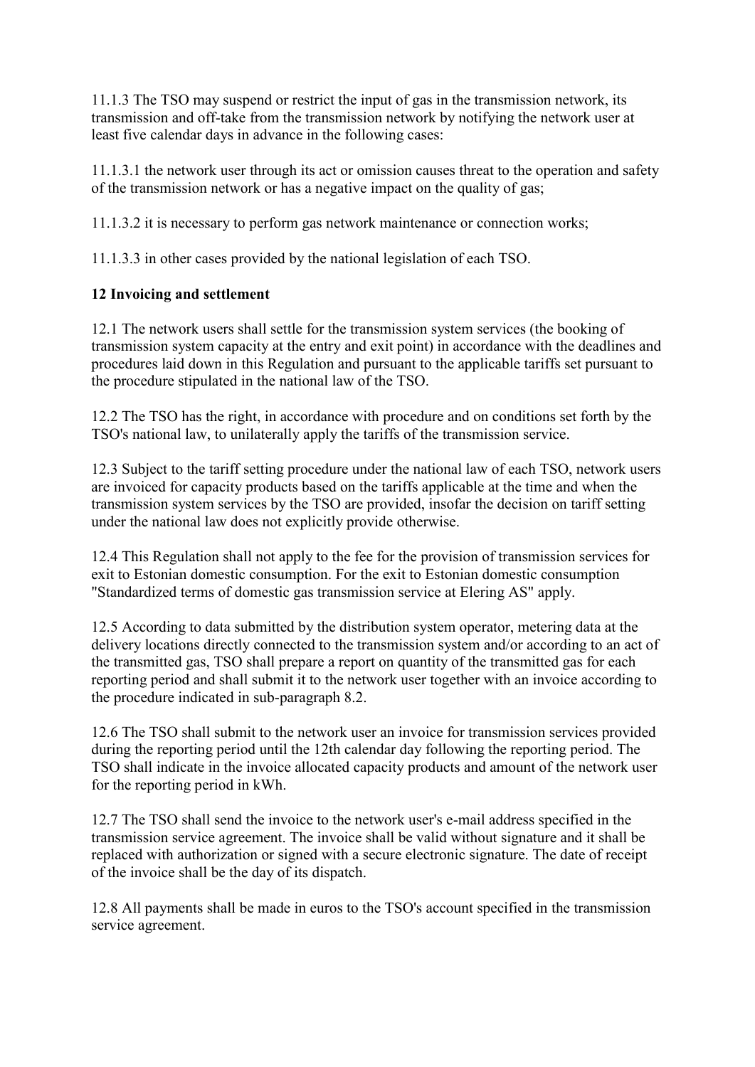11.1.3 The TSO may suspend or restrict the input of gas in the transmission network, its transmission and off-take from the transmission network by notifying the network user at least five calendar days in advance in the following cases:

11.1.3.1 the network user through its act or omission causes threat to the operation and safety of the transmission network or has a negative impact on the quality of gas;

11.1.3.2 it is necessary to perform gas network maintenance or connection works;

11.1.3.3 in other cases provided by the national legislation of each TSO.

## 12 Invoicing and settlement

12.1 The network users shall settle for the transmission system services (the booking of transmission system capacity at the entry and exit point) in accordance with the deadlines and procedures laid down in this Regulation and pursuant to the applicable tariffs set pursuant to the procedure stipulated in the national law of the TSO.

12.2 The TSO has the right, in accordance with procedure and on conditions set forth by the TSO's national law, to unilaterally apply the tariffs of the transmission service.

12.3 Subject to the tariff setting procedure under the national law of each TSO, network users are invoiced for capacity products based on the tariffs applicable at the time and when the transmission system services by the TSO are provided, insofar the decision on tariff setting under the national law does not explicitly provide otherwise.

12.4 This Regulation shall not apply to the fee for the provision of transmission services for exit to Estonian domestic consumption. For the exit to Estonian domestic consumption "Standardized terms of domestic gas transmission service at Elering AS" apply.

12.5 According to data submitted by the distribution system operator, metering data at the delivery locations directly connected to the transmission system and/or according to an act of the transmitted gas, TSO shall prepare a report on quantity of the transmitted gas for each reporting period and shall submit it to the network user together with an invoice according to the procedure indicated in sub-paragraph 8.2.

12.6 The TSO shall submit to the network user an invoice for transmission services provided during the reporting period until the 12th calendar day following the reporting period. The TSO shall indicate in the invoice allocated capacity products and amount of the network user for the reporting period in kWh.

12.7 The TSO shall send the invoice to the network user's e-mail address specified in the transmission service agreement. The invoice shall be valid without signature and it shall be replaced with authorization or signed with a secure electronic signature. The date of receipt of the invoice shall be the day of its dispatch.

12.8 All payments shall be made in euros to the TSO's account specified in the transmission service agreement.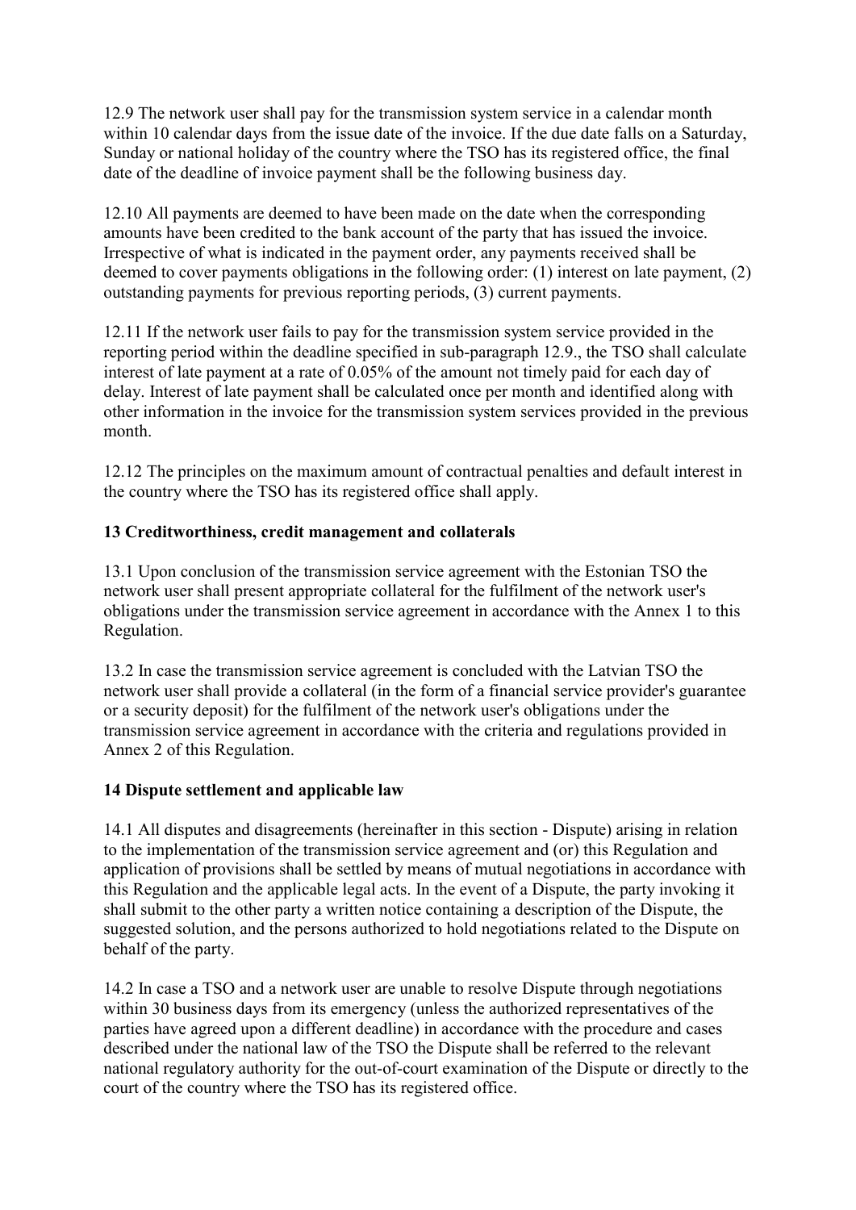12.9 The network user shall pay for the transmission system service in a calendar month within 10 calendar days from the issue date of the invoice. If the due date falls on a Saturday, Sunday or national holiday of the country where the TSO has its registered office, the final date of the deadline of invoice payment shall be the following business day.

12.10 All payments are deemed to have been made on the date when the corresponding amounts have been credited to the bank account of the party that has issued the invoice. Irrespective of what is indicated in the payment order, any payments received shall be deemed to cover payments obligations in the following order: (1) interest on late payment, (2) outstanding payments for previous reporting periods, (3) current payments.

12.11 If the network user fails to pay for the transmission system service provided in the reporting period within the deadline specified in sub-paragraph 12.9., the TSO shall calculate interest of late payment at a rate of 0.05% of the amount not timely paid for each day of delay. Interest of late payment shall be calculated once per month and identified along with other information in the invoice for the transmission system services provided in the previous month.

12.12 The principles on the maximum amount of contractual penalties and default interest in the country where the TSO has its registered office shall apply.

## 13 Creditworthiness, credit management and collaterals

13.1 Upon conclusion of the transmission service agreement with the Estonian TSO the network user shall present appropriate collateral for the fulfilment of the network user's obligations under the transmission service agreement in accordance with the Annex 1 to this Regulation.

13.2 In case the transmission service agreement is concluded with the Latvian TSO the network user shall provide a collateral (in the form of a financial service provider's guarantee or a security deposit) for the fulfilment of the network user's obligations under the transmission service agreement in accordance with the criteria and regulations provided in Annex 2 of this Regulation.

## 14 Dispute settlement and applicable law

14.1 All disputes and disagreements (hereinafter in this section - Dispute) arising in relation to the implementation of the transmission service agreement and (or) this Regulation and application of provisions shall be settled by means of mutual negotiations in accordance with this Regulation and the applicable legal acts. In the event of a Dispute, the party invoking it shall submit to the other party a written notice containing a description of the Dispute, the suggested solution, and the persons authorized to hold negotiations related to the Dispute on behalf of the party.

14.2 In case a TSO and a network user are unable to resolve Dispute through negotiations within 30 business days from its emergency (unless the authorized representatives of the parties have agreed upon a different deadline) in accordance with the procedure and cases described under the national law of the TSO the Dispute shall be referred to the relevant national regulatory authority for the out-of-court examination of the Dispute or directly to the court of the country where the TSO has its registered office.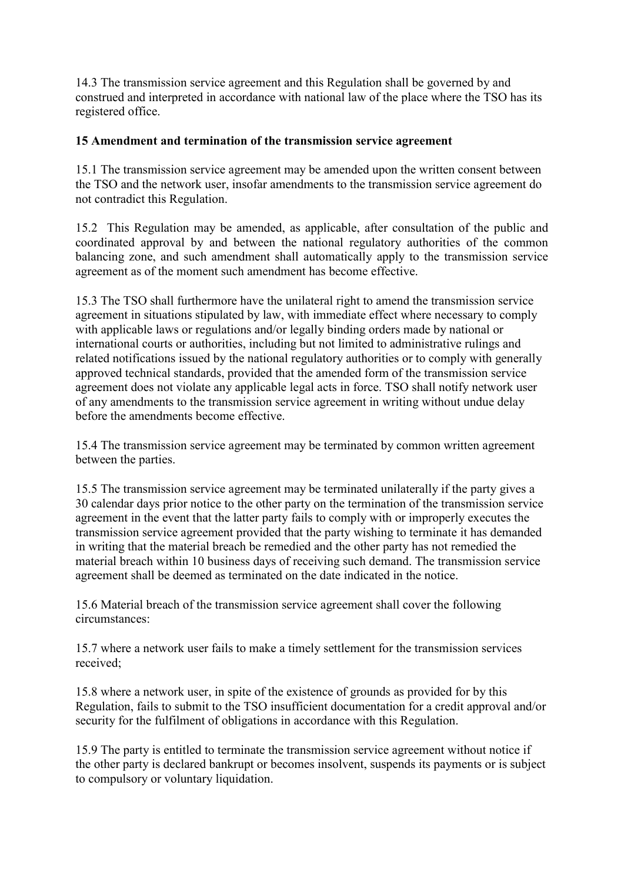14.3 The transmission service agreement and this Regulation shall be governed by and construed and interpreted in accordance with national law of the place where the TSO has its registered office.

**15 Amendment and termination of the transmission service agreement**

15.1 The transmission service agreement may be amended upon the written consent between the TSO and the network user, insofar amendments to the transmission service agreement do not contradict this Regulation.

15.2 This Regulation may be amended, as applicable, after consultation of the public and coordinated approval by and between the national regulatory authorities of the common balancing zone, and such amendment shall automatically apply to the transmission service agreement as of the moment such amendment has become effective.

15.3 The TSO shall furthermore have the unilateral right to amend the transmission service agreement in situations stipulated by law, with immediate effect where necessary to comply with applicable laws or regulations and/or legally binding orders made by national or international courts or authorities, including but not limited to administrative rulings and related notifications issued by the national regulatory authorities or to comply with generally approved technical standards, provided that the amended form of the transmission service agreement does not violate any applicable legal acts in force. TSO shall notify network user of any amendments to the transmission service agreement in writing without undue delay before the amendments become effective.

15.4 The transmission service agreement may be terminated by common written agreement between the parties.

15.5 The transmission service agreement may be terminated unilaterally if the party gives a 30 calendar days prior notice to the other party on the termination of the transmission service agreement in the event that the latter party fails to comply with or improperly executes the transmission service agreement provided that the party wishing to terminate it has demanded in writing that the material breach be remedied and the other party has not remedied the material breach within 10 business days of receiving such demand. The transmission service agreement shall be deemed as terminated on the date indicated in the notice.

15.6 Material breach of the transmission service agreement shall cover the following circumstances:

15.7 where a network user fails to make a timely settlement for the transmission services received;

15.8 where a network user, in spite of the existence of grounds as provided for by this Regulation, fails to submit to the TSO insufficient documentation for a credit approval and/or security for the fulfilment of obligations in accordance with this Regulation.

15.9 The party is entitled to terminate the transmission service agreement without notice if the other party is declared bankrupt or becomes insolvent, suspends its payments or is subject to compulsory or voluntary liquidation.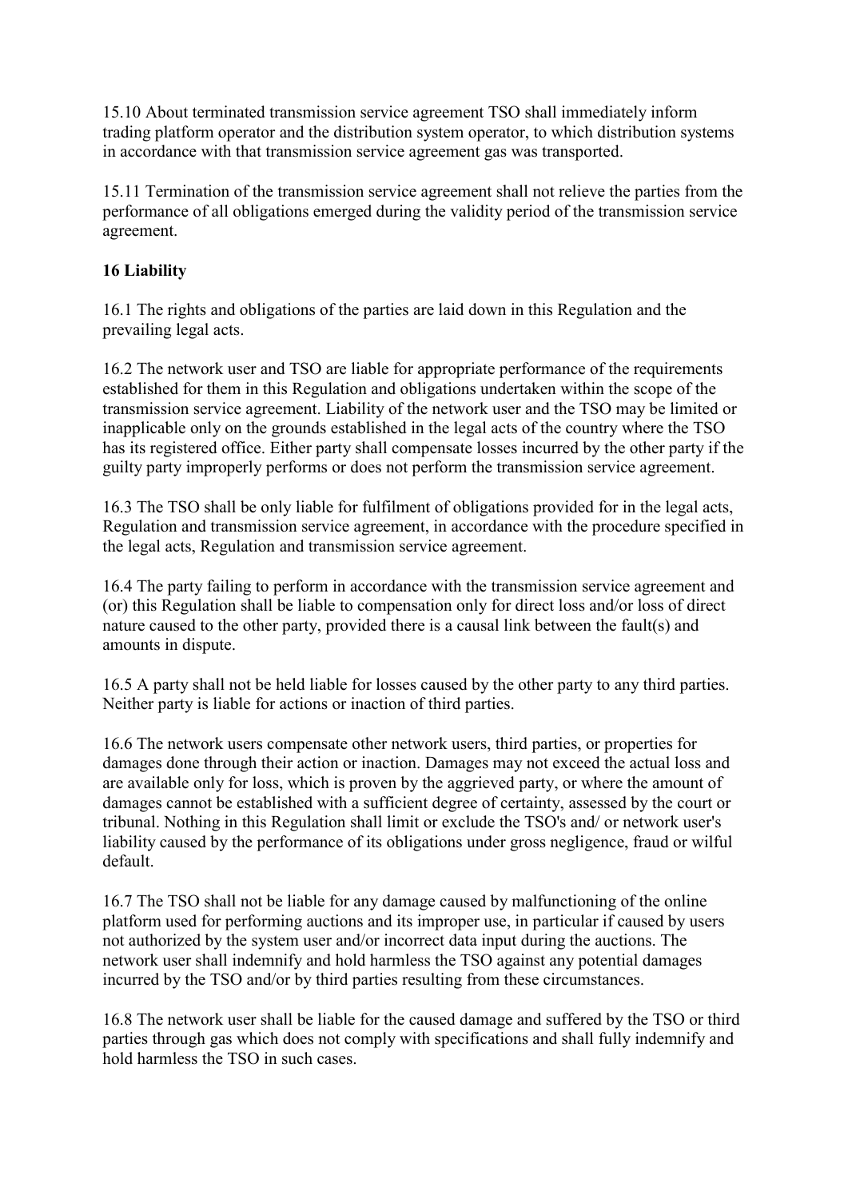15.10 About terminated transmission service agreement TSO shall immediately inform trading platform operator and the distribution system operator, to which distribution systems in accordance with that transmission service agreement gas was transported.

15.11 Termination of the transmission service agreement shall not relieve the parties from the performance of all obligations emerged during the validity period of the transmission service agreement.

## 16 Liability

16.1 The rights and obligations of the parties are laid down in this Regulation and the prevailing legal acts.

16.2 The network user and TSO are liable for appropriate performance of the requirements established for them in this Regulation and obligations undertaken within the scope of the transmission service agreement. Liability of the network user and the TSO may be limited or inapplicable only on the grounds established in the legal acts of the country where the TSO has its registered office. Either party shall compensate losses incurred by the other party if the guilty party improperly performs or does not perform the transmission service agreement.

16.3 The TSO shall be only liable for fulfilment of obligations provided for in the legal acts, Regulation and transmission service agreement, in accordance with the procedure specified in the legal acts, Regulation and transmission service agreement.

16.4 The party failing to perform in accordance with the transmission service agreement and (or) this Regulation shall be liable to compensation only for direct loss and/or loss of direct nature caused to the other party, provided there is a causal link between the fault(s) and amounts in dispute.

16.5 A party shall not be held liable for losses caused by the other party to any third parties. Neither party is liable for actions or inaction of third parties.

16.6 The network users compensate other network users, third parties, or properties for damages done through their action or inaction. Damages may not exceed the actual loss and are available only for loss, which is proven by the aggrieved party, or where the amount of damages cannot be established with a sufficient degree of certainty, assessed by the court or tribunal. Nothing in this Regulation shall limit or exclude the TSO's and/ or network user's liability caused by the performance of its obligations under gross negligence, fraud or wilful default.

16.7 The TSO shall not be liable for any damage caused by malfunctioning of the online platform used for performing auctions and its improper use, in particular if caused by users not authorized by the system user and/or incorrect data input during the auctions. The network user shall indemnify and hold harmless the TSO against any potential damages incurred by the TSO and/or by third parties resulting from these circumstances.

16.8 The network user shall be liable for the caused damage and suffered by the TSO or third parties through gas which does not comply with specifications and shall fully indemnify and hold harmless the TSO in such cases.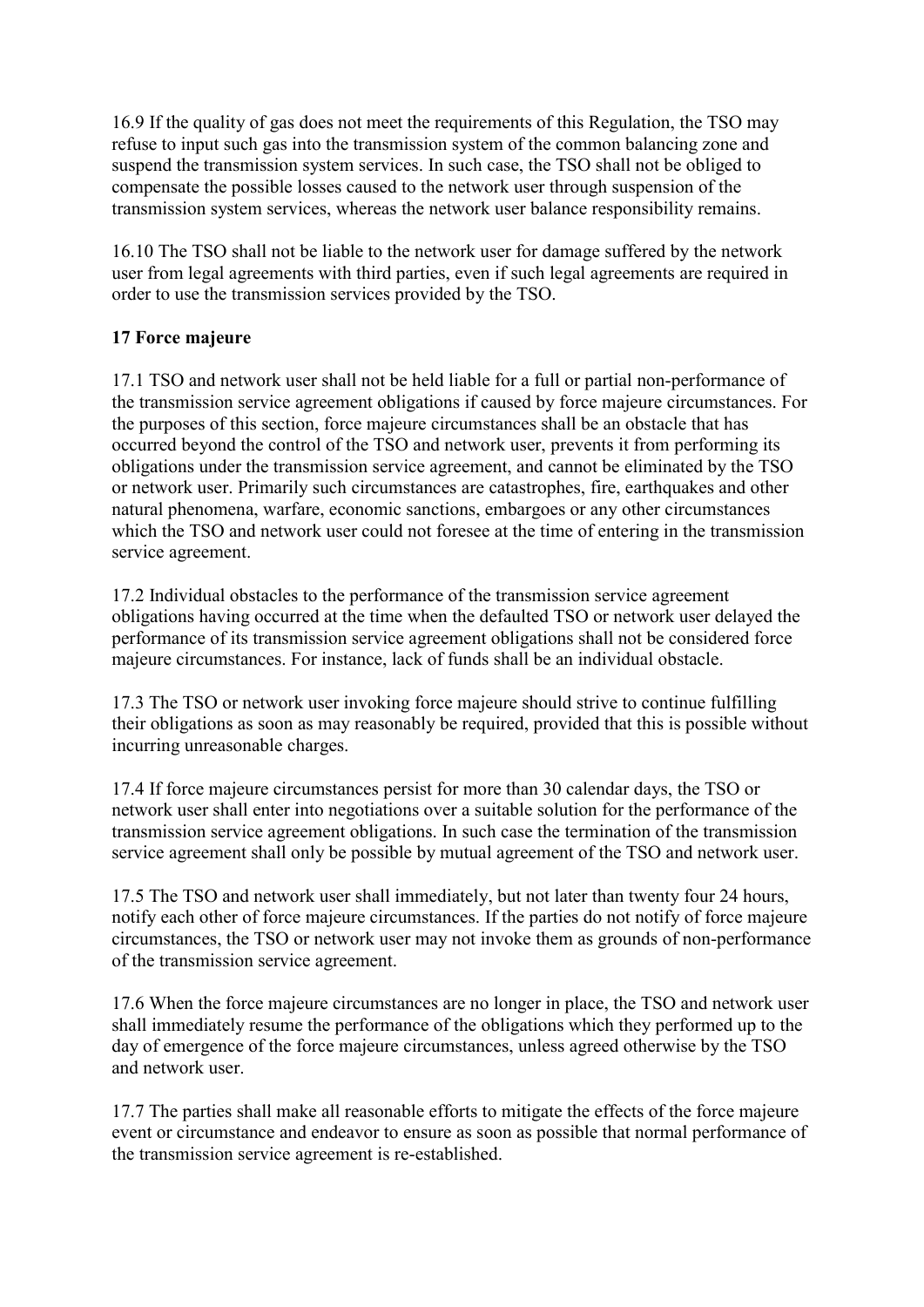16.9 If the quality of gas does not meet the requirements of this Regulation, the TSO may refuse to input such gas into the transmission system of the common balancing zone and suspend the transmission system services. In such case, the TSO shall not be obliged to compensate the possible losses caused to the network user through suspension of the transmission system services, whereas the network user balance responsibility remains.

16.10 The TSO shall not be liable to the network user for damage suffered by the network user from legal agreements with third parties, even if such legal agreements are required in order to use the transmission services provided by the TSO.

## 17 Force majeure

17.1 TSO and network user shall not be held liable for a full or partial non-performance of the transmission service agreement obligations if caused by force majeure circumstances. For the purposes of this section, force majeure circumstances shall be an obstacle that has occurred beyond the control of the TSO and network user, prevents it from performing its obligations under the transmission service agreement, and cannot be eliminated by the TSO or network user. Primarily such circumstances are catastrophes, fire, earthquakes and other natural phenomena, warfare, economic sanctions, embargoes or any other circumstances which the TSO and network user could not foresee at the time of entering in the transmission service agreement.

17.2 Individual obstacles to the performance of the transmission service agreement obligations having occurred at the time when the defaulted TSO or network user delayed the performance of its transmission service agreement obligations shall not be considered force majeure circumstances. For instance, lack of funds shall be an individual obstacle.

17.3 The TSO or network user invoking force majeure should strive to continue fulfilling their obligations as soon as may reasonably be required, provided that this is possible without incurring unreasonable charges.

17.4 If force majeure circumstances persist for more than 30 calendar days, the TSO or network user shall enter into negotiations over a suitable solution for the performance of the transmission service agreement obligations. In such case the termination of the transmission service agreement shall only be possible by mutual agreement of the TSO and network user.

17.5 The TSO and network user shall immediately, but not later than twenty four 24 hours, notify each other of force majeure circumstances. If the parties do not notify of force majeure circumstances, the TSO or network user may not invoke them as grounds of non-performance of the transmission service agreement.

17.6 When the force majeure circumstances are no longer in place, the TSO and network user shall immediately resume the performance of the obligations which they performed up to the day of emergence of the force majeure circumstances, unless agreed otherwise by the TSO and network user.

17.7 The parties shall make all reasonable efforts to mitigate the effects of the force majeure event or circumstance and endeavor to ensure as soon as possible that normal performance of the transmission service agreement is re-established.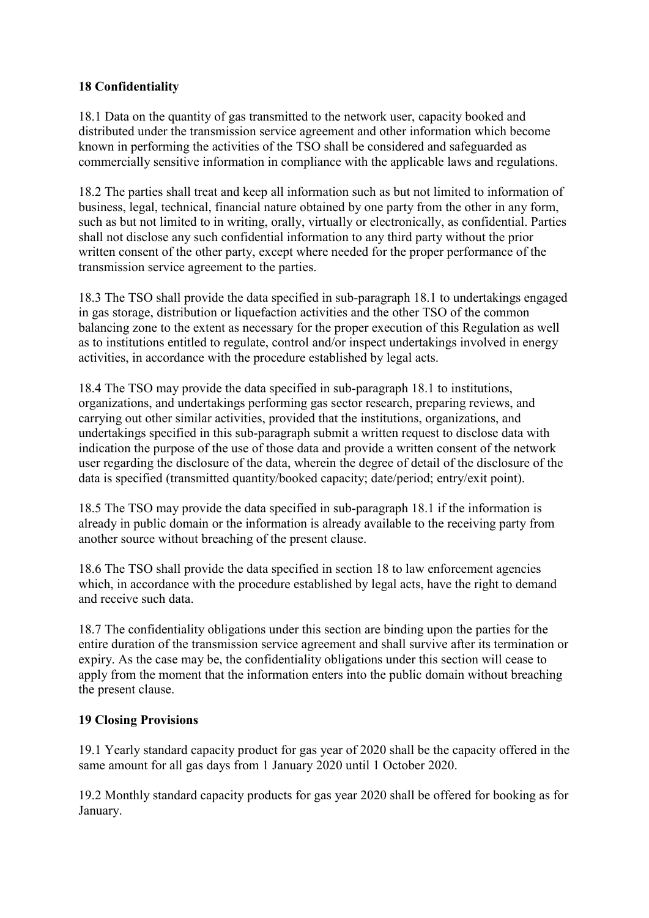## 18 Confidentiality

18.1 Data on the quantity of gas transmitted to the network user, capacity booked and distributed under the transmission service agreement and other information which become known in performing the activities of the TSO shall be considered and safeguarded as commercially sensitive information in compliance with the applicable laws and regulations.

18.2 The parties shall treat and keep all information such as but not limited to information of business, legal, technical, financial nature obtained by one party from the other in any form, such as but not limited to in writing, orally, virtually or electronically, as confidential. Parties shall not disclose any such confidential information to any third party without the prior written consent of the other party, except where needed for the proper performance of the transmission service agreement to the parties.

18.3 The TSO shall provide the data specified in sub-paragraph 18.1 to undertakings engaged in gas storage, distribution or liquefaction activities and the other TSO of the common balancing zone to the extent as necessary for the proper execution of this Regulation as well as to institutions entitled to regulate, control and/or inspect undertakings involved in energy activities, in accordance with the procedure established by legal acts.

18.4 The TSO may provide the data specified in sub-paragraph 18.1 to institutions, organizations, and undertakings performing gas sector research, preparing reviews, and carrying out other similar activities, provided that the institutions, organizations, and undertakings specified in this sub-paragraph submit a written request to disclose data with indication the purpose of the use of those data and provide a written consent of the network user regarding the disclosure of the data, wherein the degree of detail of the disclosure of the data is specified (transmitted quantity/booked capacity; date/period; entry/exit point).

18.5 The TSO may provide the data specified in sub-paragraph 18.1 if the information is already in public domain or the information is already available to the receiving party from another source without breaching of the present clause.

18.6 The TSO shall provide the data specified in section 18 to law enforcement agencies which, in accordance with the procedure established by legal acts, have the right to demand and receive such data.

18.7 The confidentiality obligations under this section are binding upon the parties for the entire duration of the transmission service agreement and shall survive after its termination or expiry. As the case may be, the confidentiality obligations under this section will cease to apply from the moment that the information enters into the public domain without breaching the present clause.

## 19 Closing Provisions

19.1 Yearly standard capacity product for gas year of 2020 shall be the capacity offered in the same amount for all gas days from 1 January 2020 until 1 October 2020.

19.2 Monthly standard capacity products for gas year 2020 shall be offered for booking as for January.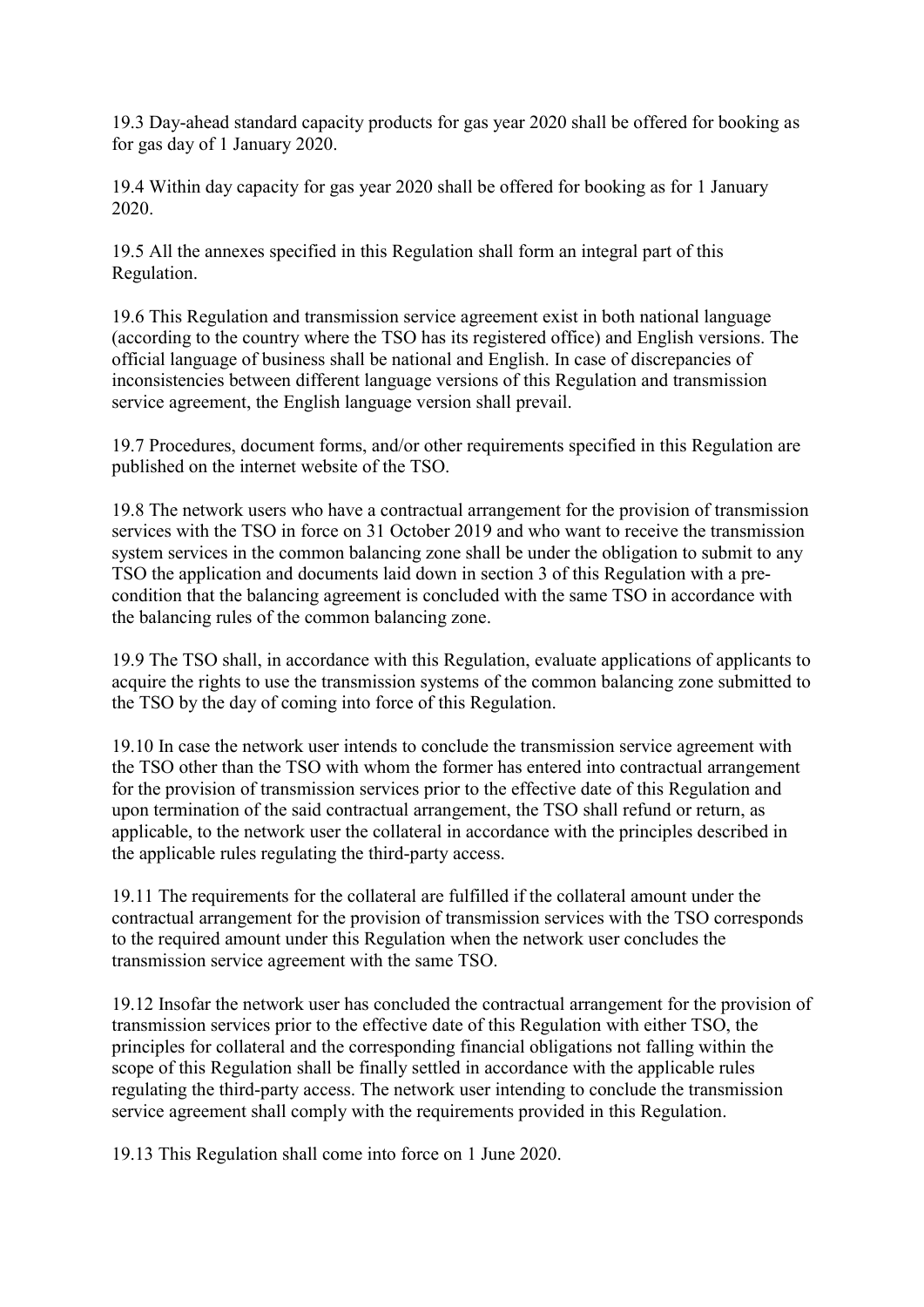19.3 Day-ahead standard capacity products for gas year 2020 shall be offered for booking as for gas day of 1 January 2020.

19.4 Within day capacity for gas year 2020 shall be offered for booking as for 1 January 2020.

19.5 All the annexes specified in this Regulation shall form an integral part of this Regulation.

19.6 This Regulation and transmission service agreement exist in both national language (according to the country where the TSO has its registered office) and English versions. The official language of business shall be national and English. In case of discrepancies of inconsistencies between different language versions of this Regulation and transmission service agreement, the English language version shall prevail.

19.7 Procedures, document forms, and/or other requirements specified in this Regulation are published on the internet website of the TSO.

19.8 The network users who have a contractual arrangement for the provision of transmission services with the TSO in force on 31 October 2019 and who want to receive the transmission system services in the common balancing zone shall be under the obligation to submit to any TSO the application and documents laid down in section 3 of this Regulation with a pre-condition that the balancing agreement is concluded with the same TSO in accordance with the balancing rules of the common balancing zone.

19.9 The TSO shall, in accordance with this Regulation, evaluate applications of applicants to acquire the rights to use the transmission systems of the common balancing zone submitted to the TSO by the day of coming into force of this Regulation.

19.10 In case the network user intends to conclude the transmission service agreement with the TSO other than the TSO with whom the former has entered into contractual arrangement for the provision of transmission services prior to the effective date of this Regulation and upon termination of the said contractual arrangement, the TSO shall refund or return, as applicable, to the network user the collateral in accordance with the principles described in the applicable rules regulating the third-party access.

19.11 The requirements for the collateral are fulfilled if the collateral amount under the contractual arrangement for the provision of transmission services with the TSO corresponds to the required amount under this Regulation when the network user concludes the transmission service agreement with the same TSO.

19.12 Insofar the network user has concluded the contractual arrangement for the provision of transmission services prior to the effective date of this Regulation with either TSO, the principles for collateral and the corresponding financial obligations not falling within the scope of this Regulation shall be finally settled in accordance with the applicable rules regulating the third-party access. The network user intending to conclude the transmission service agreement shall comply with the requirements provided in this Regulation.

19.13 This Regulation shall come into force on 1 June 2020.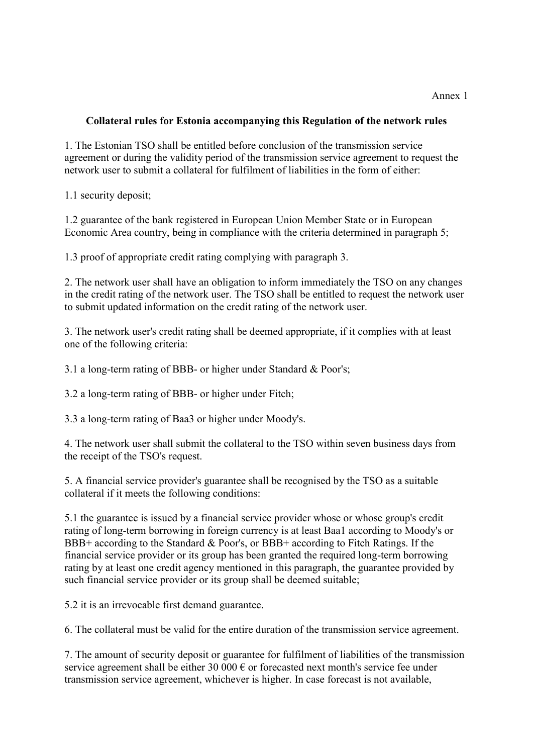Annex 1

**Collateral rules for Estonia accompanying this Regulation of the network rules**

1. The Estonian TSO shall be entitled before conclusion of the transmission service agreement or during the validity period of the transmission service agreement to request the network user to submit a collateral for fulfilment of liabilities in the form of either:

1.1 security deposit;

1.2 guarantee of the bank registered in European Union Member State or in European Economic Area country, being in compliance with the criteria determined in paragraph 5;

1.3 proof of appropriate credit rating complying with paragraph 3.

2. The network user shall have an obligation to inform immediately the TSO on any changes in the credit rating of the network user. The TSO shall be entitled to request the network user to submit updated information on the credit rating of the network user.

3. The network user's credit rating shall be deemed appropriate, if it complies with at least one of the following criteria:

3.1 a long-term rating of BBB- or higher under Standard & Poor's;

3.2 a long-term rating of BBB- or higher under Fitch;

3.3 a long-term rating of Baa3 or higher under Moody's.

4. The network user shall submit the collateral to the TSO within seven business days from the receipt of the TSO's request.

5. A financial service provider's guarantee shall be recognised by the TSO as a suitable collateral if it meets the following conditions:

5.1 the guarantee is issued by a financial service provider whose or whose group's credit rating of long-term borrowing in foreign currency is at least Baa1 according to Moody's or BBB+ according to the Standard & Poor's, or BBB+ according to Fitch Ratings. If the financial service provider or its group has been granted the required long-term borrowing rating by at least one credit agency mentioned in this paragraph, the guarantee provided by such financial service provider or its group shall be deemed suitable;

5.2 it is an irrevocable first demand guarantee.

6. The collateral must be valid for the entire duration of the transmission service agreement.

7. The amount of security deposit or guarantee for fulfilment of liabilities of the transmission service agreement shall be either 30 000 € or forecasted next month's service fee under transmission service agreement, whichever is higher. In case forecast is not available,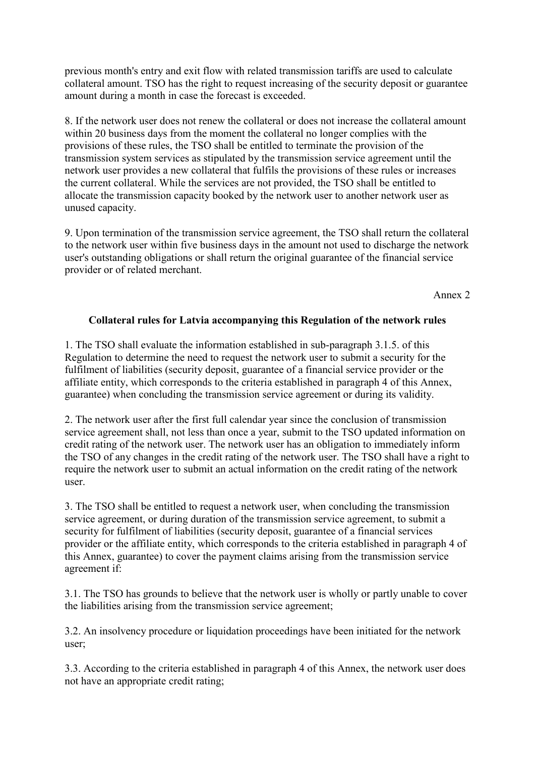previous month's entry and exit flow with related transmission tariffs are used to calculate collateral amount. TSO has the right to request increasing of the security deposit or guarantee amount during a month in case the forecast is exceeded.

8. If the network user does not renew the collateral or does not increase the collateral amount within 20 business days from the moment the collateral no longer complies with the provisions of these rules, the TSO shall be entitled to terminate the provision of the transmission system services as stipulated by the transmission service agreement until the network user provides a new collateral that fulfils the provisions of these rules or increases the current collateral. While the services are not provided, the TSO shall be entitled to allocate the transmission capacity booked by the network user to another network user as unused capacity.

9. Upon termination of the transmission service agreement, the TSO shall return the collateral to the network user within five business days in the amount not used to discharge the network user's outstanding obligations or shall return the original guarantee of the financial service provider or of related merchant.

Annex 2

**Collateral rules for Latvia accompanying this Regulation of the network rules**

1. The TSO shall evaluate the information established in sub-paragraph 3.1.5. of this Regulation to determine the need to request the network user to submit a security for the fulfilment of liabilities (security deposit, guarantee of a financial service provider or the affiliate entity, which corresponds to the criteria established in paragraph 4 of this Annex, guarantee) when concluding the transmission service agreement or during its validity.

2. The network user after the first full calendar year since the conclusion of transmission service agreement shall, not less than once a year, submit to the TSO updated information on credit rating of the network user. The network user has an obligation to immediately inform the TSO of any changes in the credit rating of the network user. The TSO shall have a right to require the network user to submit an actual information on the credit rating of the network user.

3. The TSO shall be entitled to request a network user, when concluding the transmission service agreement, or during duration of the transmission service agreement, to submit a security for fulfilment of liabilities (security deposit, guarantee of a financial services provider or the affiliate entity, which corresponds to the criteria established in paragraph 4 of this Annex, guarantee) to cover the payment claims arising from the transmission service agreement if:

3.1. The TSO has grounds to believe that the network user is wholly or partly unable to cover the liabilities arising from the transmission service agreement;

3.2. An insolvency procedure or liquidation proceedings have been initiated for the network user;

3.3. According to the criteria established in paragraph 4 of this Annex, the network user does not have an appropriate credit rating;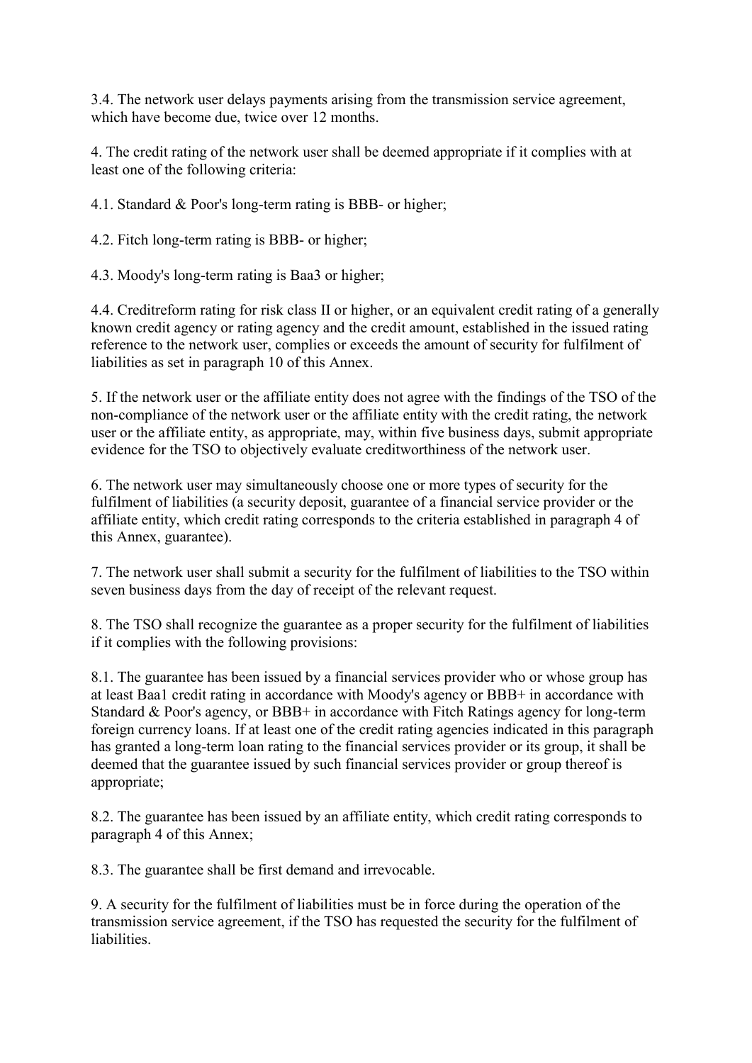3.4. The network user delays payments arising from the transmission service agreement, which have become due, twice over 12 months.

4. The credit rating of the network user shall be deemed appropriate if it complies with at least one of the following criteria:

4.1. Standard & Poor's long-term rating is BBB- or higher;

4.2. Fitch long-term rating is BBB- or higher;

4.3. Moody's long-term rating is Baa3 or higher;

4.4. Creditreform rating for risk class II or higher, or an equivalent credit rating of a generally known credit agency or rating agency and the credit amount, established in the issued rating reference to the network user, complies or exceeds the amount of security for fulfilment of liabilities as set in paragraph 10 of this Annex.

5. If the network user or the affiliate entity does not agree with the findings of the TSO of the non-compliance of the network user or the affiliate entity with the credit rating, the network user or the affiliate entity, as appropriate, may, within five business days, submit appropriate evidence for the TSO to objectively evaluate creditworthiness of the network user.

6. The network user may simultaneously choose one or more types of security for the fulfilment of liabilities (a security deposit, guarantee of a financial service provider or the affiliate entity, which credit rating corresponds to the criteria established in paragraph 4 of this Annex, guarantee).

7. The network user shall submit a security for the fulfilment of liabilities to the TSO within seven business days from the day of receipt of the relevant request.

8. The TSO shall recognize the guarantee as a proper security for the fulfilment of liabilities if it complies with the following provisions:

8.1. The guarantee has been issued by a financial services provider who or whose group has at least Baa1 credit rating in accordance with Moody's agency or BBB+ in accordance with Standard & Poor's agency, or BBB+ in accordance with Fitch Ratings agency for long-term foreign currency loans. If at least one of the credit rating agencies indicated in this paragraph has granted a long-term loan rating to the financial services provider or its group, it shall be deemed that the guarantee issued by such financial services provider or group thereof is appropriate;

8.2. The guarantee has been issued by an affiliate entity, which credit rating corresponds to paragraph 4 of this Annex;

8.3. The guarantee shall be first demand and irrevocable.

9. A security for the fulfilment of liabilities must be in force during the operation of the transmission service agreement, if the TSO has requested the security for the fulfilment of liabilities.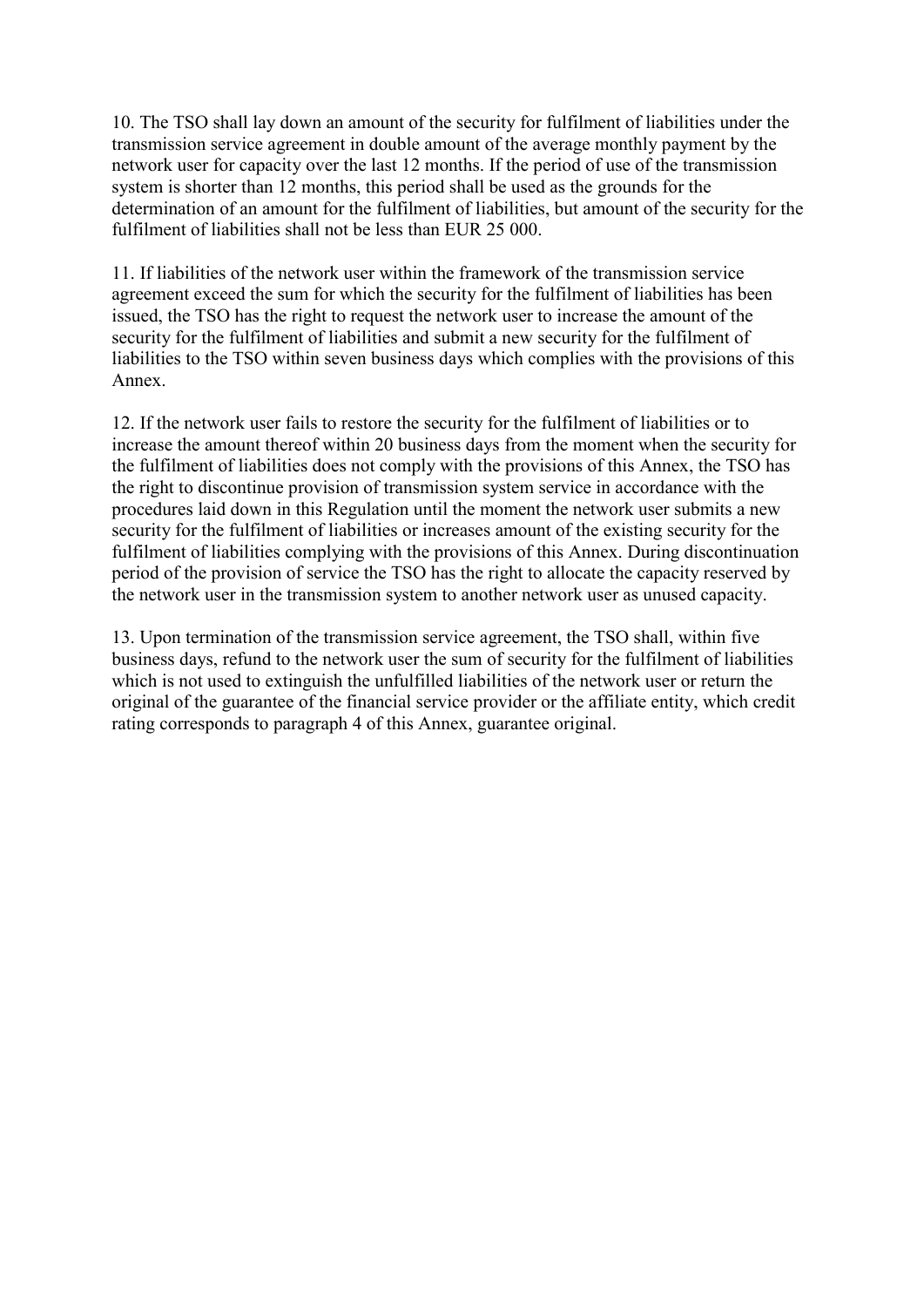10. The TSO shall lay down an amount of the security for fulfilment of liabilities under the transmission service agreement in double amount of the average monthly payment by the network user for capacity over the last 12 months. If the period of use of the transmission system is shorter than 12 months, this period shall be used as the grounds for the determination of an amount for the fulfilment of liabilities, but amount of the security for the fulfilment of liabilities shall not be less than EUR 25 000.

11. If liabilities of the network user within the framework of the transmission service agreement exceed the sum for which the security for the fulfilment of liabilities has been issued, the TSO has the right to request the network user to increase the amount of the security for the fulfilment of liabilities and submit a new security for the fulfilment of liabilities to the TSO within seven business days which complies with the provisions of this Annex.

12. If the network user fails to restore the security for the fulfilment of liabilities or to increase the amount thereof within 20 business days from the moment when the security for the fulfilment of liabilities does not comply with the provisions of this Annex, the TSO has the right to discontinue provision of transmission system service in accordance with the procedures laid down in this Regulation until the moment the network user submits a new security for the fulfilment of liabilities or increases amount of the existing security for the fulfilment of liabilities complying with the provisions of this Annex. During discontinuation period of the provision of service the TSO has the right to allocate the capacity reserved by the network user in the transmission system to another network user as unused capacity.

13. Upon termination of the transmission service agreement, the TSO shall, within five business days, refund to the network user the sum of security for the fulfilment of liabilities which is not used to extinguish the unfulfilled liabilities of the network user or return the original of the guarantee of the financial service provider or the affiliate entity, which credit rating corresponds to paragraph 4 of this Annex, guarantee original.